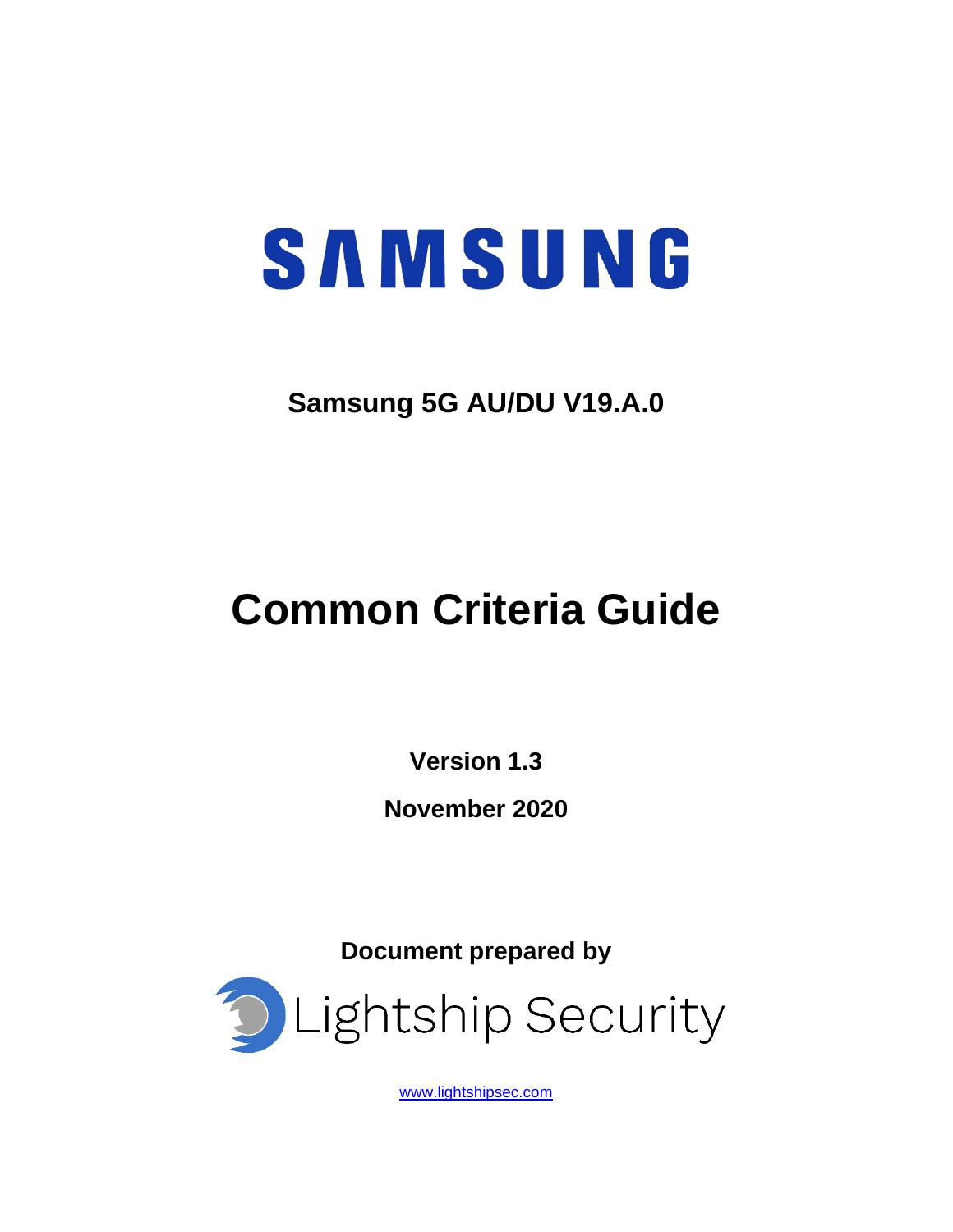SAMSUNG

**Samsung 5G AU/DU V19.A.0**

# Common Criteria Guide

**Version 1.3**

**November 2020**

**Document prepared by**

Lightship Security

www.lightshipsec.com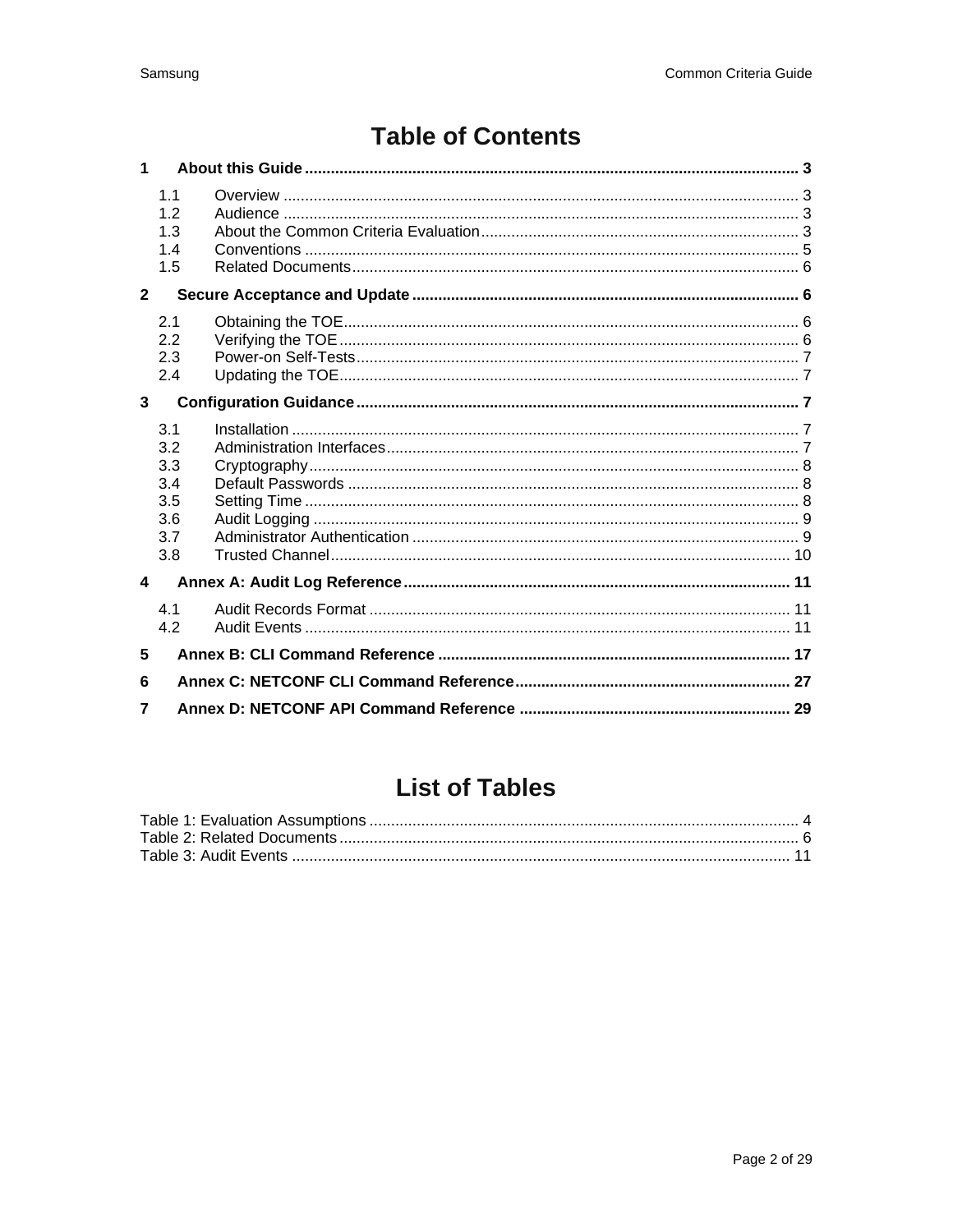# Table of Contents

**1 About this Guide ..... 3**

- 1.1 Overview ..... 3
- 1.2 Audience ..... 3
- 1.3 About the Common Criteria Evaluation ..... 3
- 1.4 Conventions ..... 5
- 1.5 Related Documents ..... 6

**2 Secure Acceptance and Update ..... 6**

- 2.1 Obtaining the TOE ..... 6
- 2.2 Verifying the TOE ..... 6
- 2.3 Power-on Self-Tests ..... 7
- 2.4 Updating the TOE ..... 7

**3 Configuration Guidance ..... 7**

- 3.1 Installation ..... 7
- 3.2 Administration Interfaces ..... 7
- 3.3 Cryptography ..... 8
- 3.4 Default Passwords ..... 8
- 3.5 Setting Time ..... 8
- 3.6 Audit Logging ..... 9
- 3.7 Administrator Authentication ..... 9
- 3.8 Trusted Channel ..... 10

**4 Annex A: Audit Log Reference ..... 11**

- 4.1 Audit Records Format ..... 11
- 4.2 Audit Events ..... 11

**5 Annex B: CLI Command Reference ..... 17**

**6 Annex C: NETCONF CLI Command Reference ..... 27**

**7 Annex D: NETCONF API Command Reference ..... 29**

# List of Tables

- Table 1: Evaluation Assumptions ..... 4
- Table 2: Related Documents ..... 6
- Table 3: Audit Events ..... 11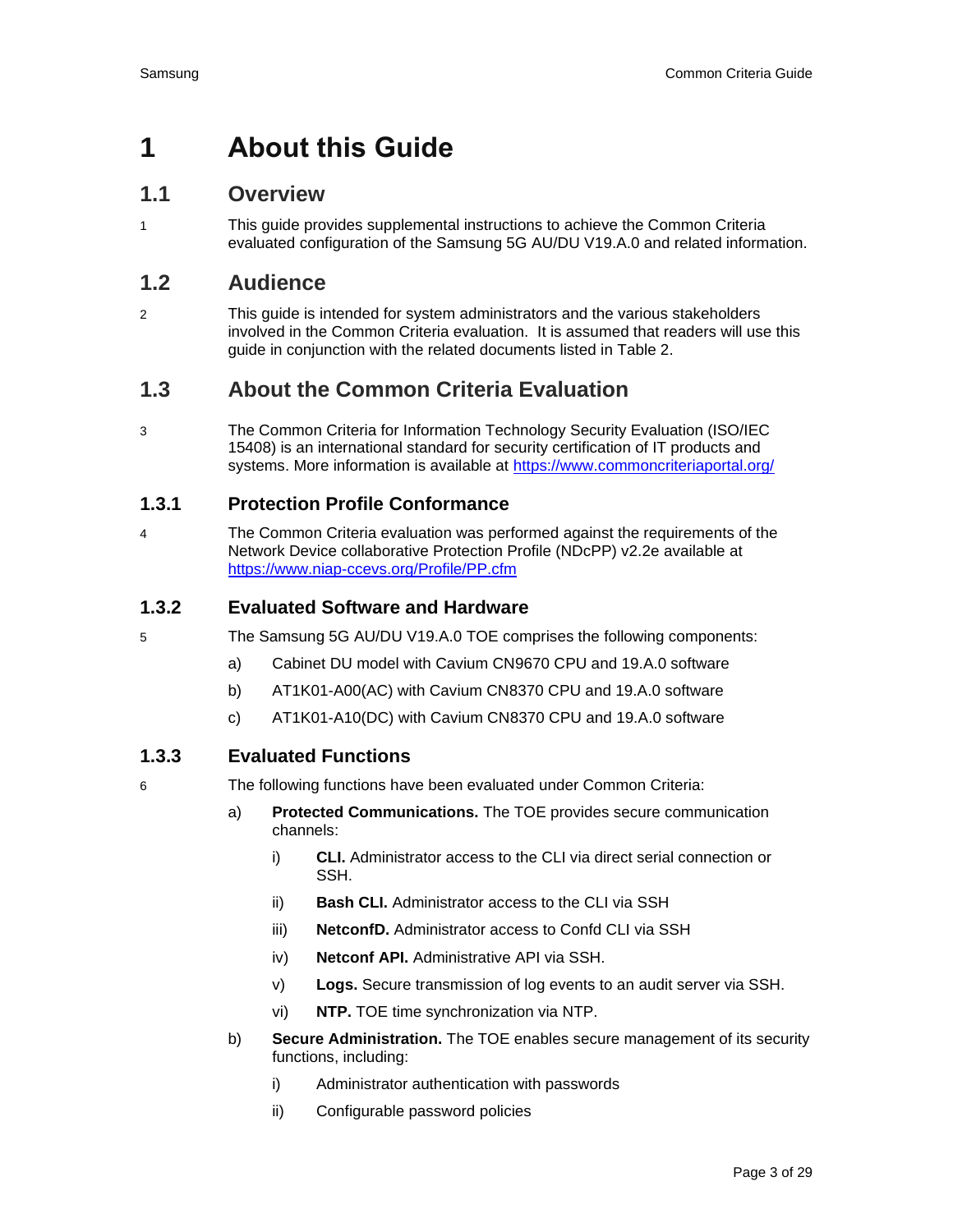# 1 About this Guide

## 1.1 Overview

1 This guide provides supplemental instructions to achieve the Common Criteria evaluated configuration of the Samsung 5G AU/DU V19.A.0 and related information.

## 1.2 Audience

2 This guide is intended for system administrators and the various stakeholders involved in the Common Criteria evaluation. It is assumed that readers will use this guide in conjunction with the related documents listed in Table 2.

## 1.3 About the Common Criteria Evaluation

3 The Common Criteria for Information Technology Security Evaluation (ISO/IEC 15408) is an international standard for security certification of IT products and systems. More information is available at https://www.commoncriteriaportal.org/

### 1.3.1 Protection Profile Conformance

4 The Common Criteria evaluation was performed against the requirements of the Network Device collaborative Protection Profile (NDcPP) v2.2e available at https://www.niap-ccevs.org/Profile/PP.cfm

### 1.3.2 Evaluated Software and Hardware

5 The Samsung 5G AU/DU V19.A.0 TOE comprises the following components:

a) Cabinet DU model with Cavium CN9670 CPU and 19.A.0 software

b) AT1K01-A00(AC) with Cavium CN8370 CPU and 19.A.0 software

c) AT1K01-A10(DC) with Cavium CN8370 CPU and 19.A.0 software

### 1.3.3 Evaluated Functions

6 The following functions have been evaluated under Common Criteria:

a) **Protected Communications.** The TOE provides secure communication channels:

   i) **CLI.** Administrator access to the CLI via direct serial connection or SSH.

   ii) **Bash CLI.** Administrator access to the CLI via SSH

   iii) **NetconfD.** Administrator access to Confd CLI via SSH

   iv) **Netconf API.** Administrative API via SSH.

   v) **Logs.** Secure transmission of log events to an audit server via SSH.

   vi) **NTP.** TOE time synchronization via NTP.

b) **Secure Administration.** The TOE enables secure management of its security functions, including:

   i) Administrator authentication with passwords

   ii) Configurable password policies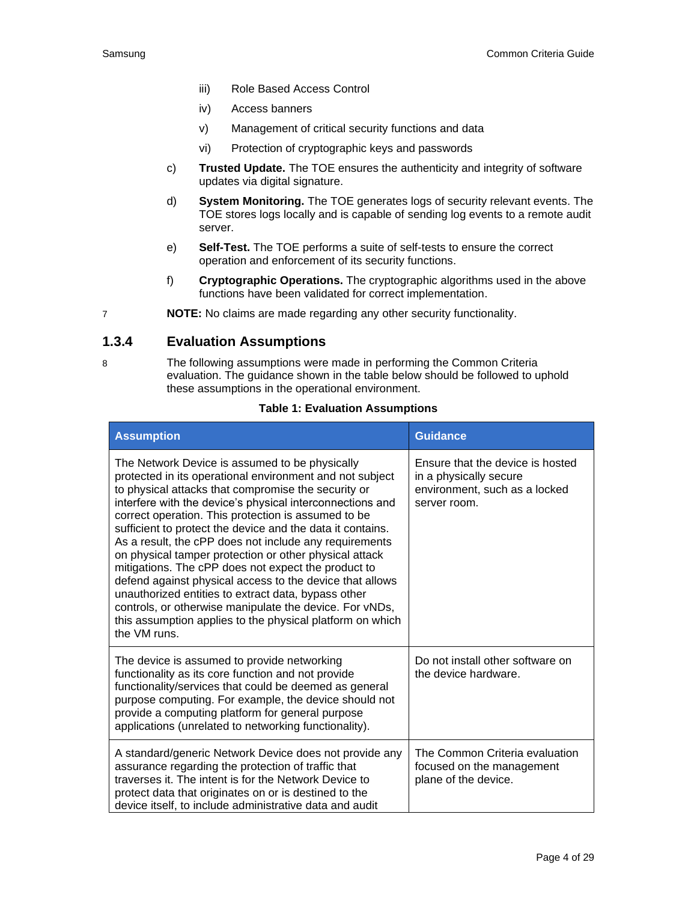iii) Role Based Access Control

iv) Access banners

v) Management of critical security functions and data

vi) Protection of cryptographic keys and passwords

c) **Trusted Update.** The TOE ensures the authenticity and integrity of software updates via digital signature.

d) **System Monitoring.** The TOE generates logs of security relevant events. The TOE stores logs locally and is capable of sending log events to a remote audit server.

e) **Self-Test.** The TOE performs a suite of self-tests to ensure the correct operation and enforcement of its security functions.

f) **Cryptographic Operations.** The cryptographic algorithms used in the above functions have been validated for correct implementation.

7 **NOTE:** No claims are made regarding any other security functionality.

### 1.3.4 Evaluation Assumptions

8 The following assumptions were made in performing the Common Criteria evaluation. The guidance shown in the table below should be followed to uphold these assumptions in the operational environment.

**Table 1: Evaluation Assumptions**

| Assumption | Guidance |
| --- | --- |
| The Network Device is assumed to be physically protected in its operational environment and not subject to physical attacks that compromise the security or interfere with the device's physical interconnections and correct operation. This protection is assumed to be sufficient to protect the device and the data it contains. As a result, the cPP does not include any requirements on physical tamper protection or other physical attack mitigations. The cPP does not expect the product to defend against physical access to the device that allows unauthorized entities to extract data, bypass other controls, or otherwise manipulate the device. For vNDs, this assumption applies to the physical platform on which the VM runs. | Ensure that the device is hosted in a physically secure environment, such as a locked server room. |
| The device is assumed to provide networking functionality as its core function and not provide functionality/services that could be deemed as general purpose computing. For example, the device should not provide a computing platform for general purpose applications (unrelated to networking functionality). | Do not install other software on the device hardware. |
| A standard/generic Network Device does not provide any assurance regarding the protection of traffic that traverses it. The intent is for the Network Device to protect data that originates on or is destined to the device itself, to include administrative data and audit | The Common Criteria evaluation focused on the management plane of the device. |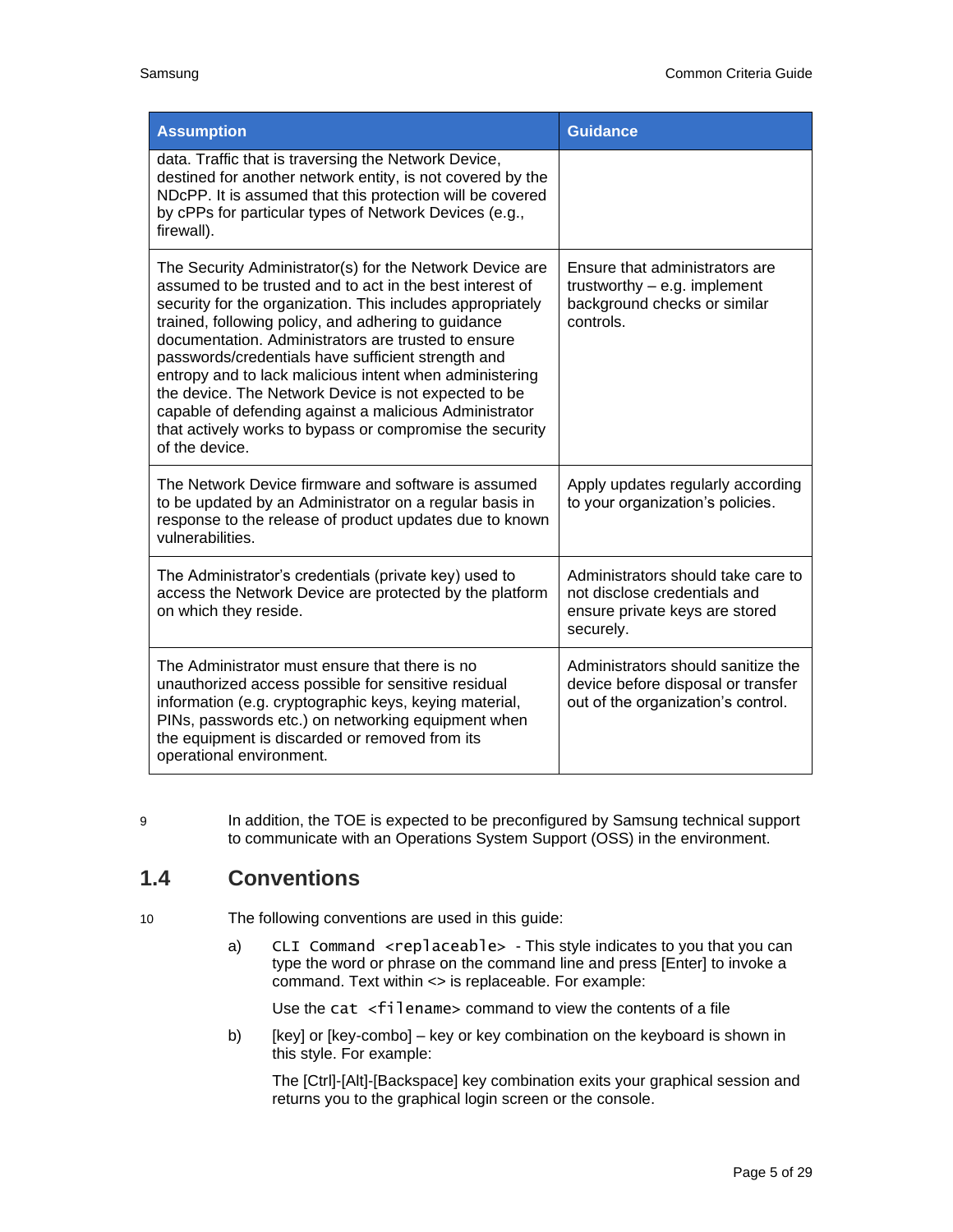| Assumption | Guidance |
|---|---|
| data. Traffic that is traversing the Network Device, destined for another network entity, is not covered by the NDcPP. It is assumed that this protection will be covered by cPPs for particular types of Network Devices (e.g., firewall). | |
| The Security Administrator(s) for the Network Device are assumed to be trusted and to act in the best interest of security for the organization. This includes appropriately trained, following policy, and adhering to guidance documentation. Administrators are trusted to ensure passwords/credentials have sufficient strength and entropy and to lack malicious intent when administering the device. The Network Device is not expected to be capable of defending against a malicious Administrator that actively works to bypass or compromise the security of the device. | Ensure that administrators are trustworthy – e.g. implement background checks or similar controls. |
| The Network Device firmware and software is assumed to be updated by an Administrator on a regular basis in response to the release of product updates due to known vulnerabilities. | Apply updates regularly according to your organization's policies. |
| The Administrator's credentials (private key) used to access the Network Device are protected by the platform on which they reside. | Administrators should take care to not disclose credentials and ensure private keys are stored securely. |
| The Administrator must ensure that there is no unauthorized access possible for sensitive residual information (e.g. cryptographic keys, keying material, PINs, passwords etc.) on networking equipment when the equipment is discarded or removed from its operational environment. | Administrators should sanitize the device before disposal or transfer out of the organization's control. |

9 In addition, the TOE is expected to be preconfigured by Samsung technical support to communicate with an Operations System Support (OSS) in the environment.

## 1.4 Conventions

10 The following conventions are used in this guide:

a) `CLI Command <replaceable>` - This style indicates to you that you can type the word or phrase on the command line and press [Enter] to invoke a command. Text within <> is replaceable. For example:

   Use the `cat <filename>` command to view the contents of a file

b) [key] or [key-combo] – key or key combination on the keyboard is shown in this style. For example:

   The [Ctrl]-[Alt]-[Backspace] key combination exits your graphical session and returns you to the graphical login screen or the console.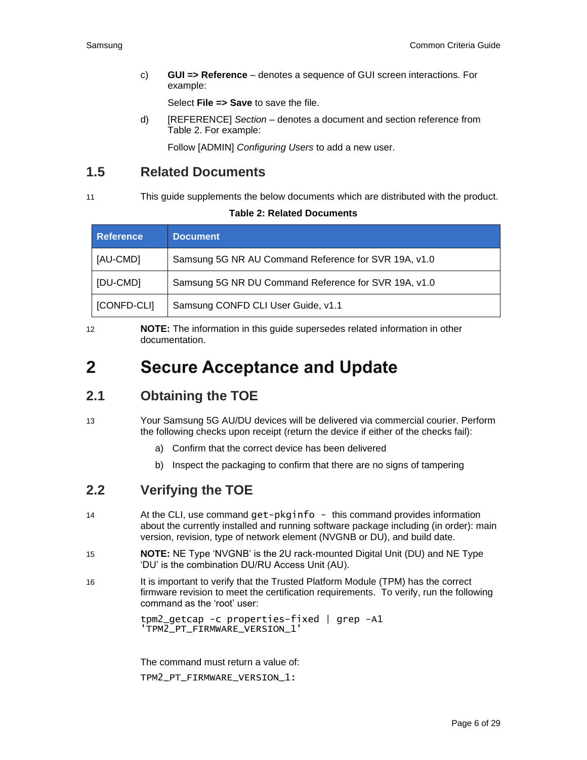c) **GUI => Reference** – denotes a sequence of GUI screen interactions. For example:

   Select **File => Save** to save the file.

d) [REFERENCE] *Section* – denotes a document and section reference from Table 2. For example:

   Follow [ADMIN] *Configuring Users* to add a new user.

## 1.5 Related Documents

11 This guide supplements the below documents which are distributed with the product.

**Table 2: Related Documents**

| Reference | Document |
|---|---|
| [AU-CMD] | Samsung 5G NR AU Command Reference for SVR 19A, v1.0 |
| [DU-CMD] | Samsung 5G NR DU Command Reference for SVR 19A, v1.0 |
| [CONFD-CLI] | Samsung CONFD CLI User Guide, v1.1 |

12 **NOTE:** The information in this guide supersedes related information in other documentation.

# 2 Secure Acceptance and Update

## 2.1 Obtaining the TOE

13 Your Samsung 5G AU/DU devices will be delivered via commercial courier. Perform the following checks upon receipt (return the device if either of the checks fail):

a) Confirm that the correct device has been delivered

b) Inspect the packaging to confirm that there are no signs of tampering

## 2.2 Verifying the TOE

14 At the CLI, use command `get-pkginfo` – this command provides information about the currently installed and running software package including (in order): main version, revision, type of network element (NVGNB or DU), and build date.

15 **NOTE:** NE Type ‘NVGNB’ is the 2U rack-mounted Digital Unit (DU) and NE Type ‘DU’ is the combination DU/RU Access Unit (AU).

16 It is important to verify that the Trusted Platform Module (TPM) has the correct firmware revision to meet the certification requirements. To verify, run the following command as the ‘root’ user:

```
tpm2_getcap -c properties-fixed | grep -A1
'TPM2_PT_FIRMWARE_VERSION_1'
```

The command must return a value of:

```
TPM2_PT_FIRMWARE_VERSION_1:
```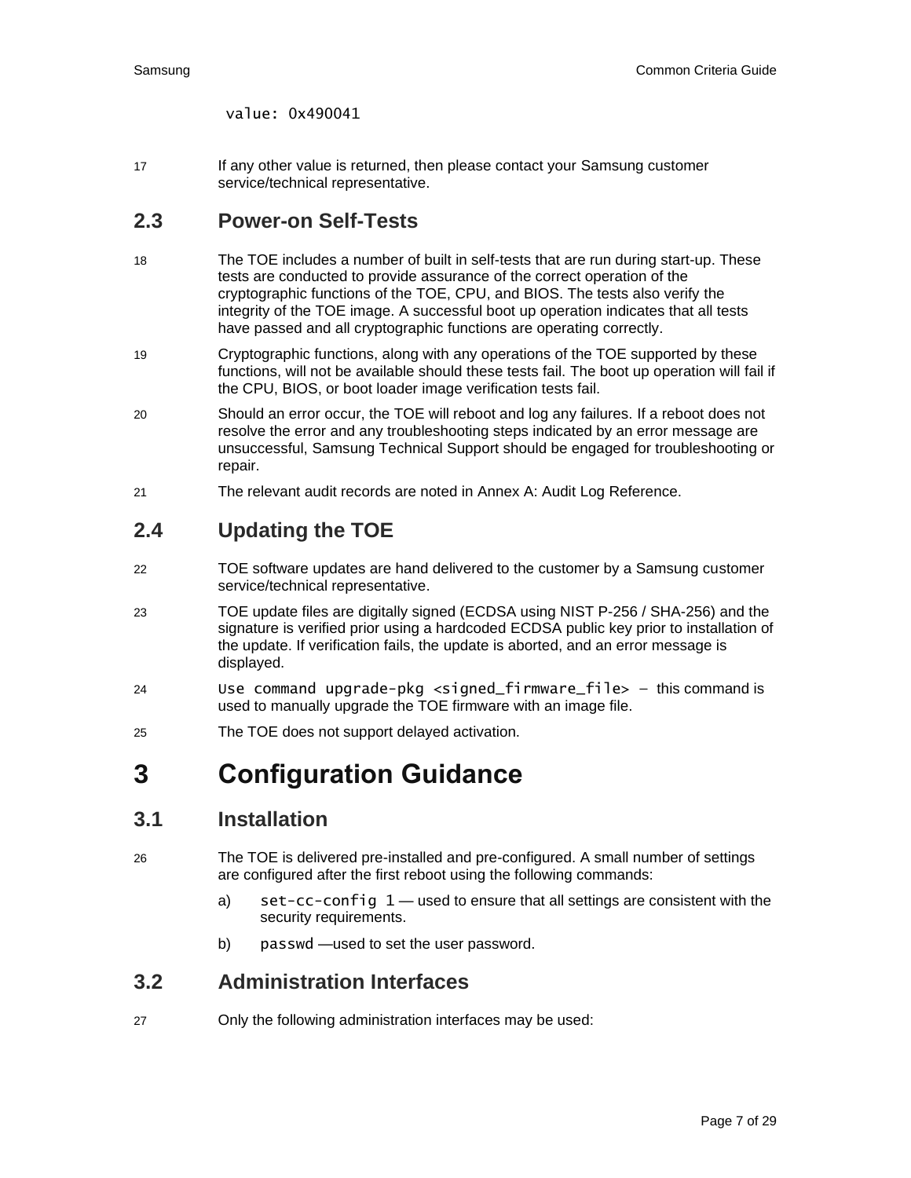```
value: 0x490041
```

17 If any other value is returned, then please contact your Samsung customer service/technical representative.

## 2.3 Power-on Self-Tests

18 The TOE includes a number of built in self-tests that are run during start-up. These tests are conducted to provide assurance of the correct operation of the cryptographic functions of the TOE, CPU, and BIOS. The tests also verify the integrity of the TOE image. A successful boot up operation indicates that all tests have passed and all cryptographic functions are operating correctly.

19 Cryptographic functions, along with any operations of the TOE supported by these functions, will not be available should these tests fail. The boot up operation will fail if the CPU, BIOS, or boot loader image verification tests fail.

20 Should an error occur, the TOE will reboot and log any failures. If a reboot does not resolve the error and any troubleshooting steps indicated by an error message are unsuccessful, Samsung Technical Support should be engaged for troubleshooting or repair.

21 The relevant audit records are noted in Annex A: Audit Log Reference.

## 2.4 Updating the TOE

22 TOE software updates are hand delivered to the customer by a Samsung customer service/technical representative.

23 TOE update files are digitally signed (ECDSA using NIST P-256 / SHA-256) and the signature is verified prior using a hardcoded ECDSA public key prior to installation of the update. If verification fails, the update is aborted, and an error message is displayed.

24 `Use command upgrade-pkg <signed_firmware_file>` – this command is used to manually upgrade the TOE firmware with an image file.

25 The TOE does not support delayed activation.

# 3 Configuration Guidance

## 3.1 Installation

26 The TOE is delivered pre-installed and pre-configured. A small number of settings are configured after the first reboot using the following commands:

a) `set-cc-config 1` — used to ensure that all settings are consistent with the security requirements.

b) `passwd` —used to set the user password.

## 3.2 Administration Interfaces

27 Only the following administration interfaces may be used: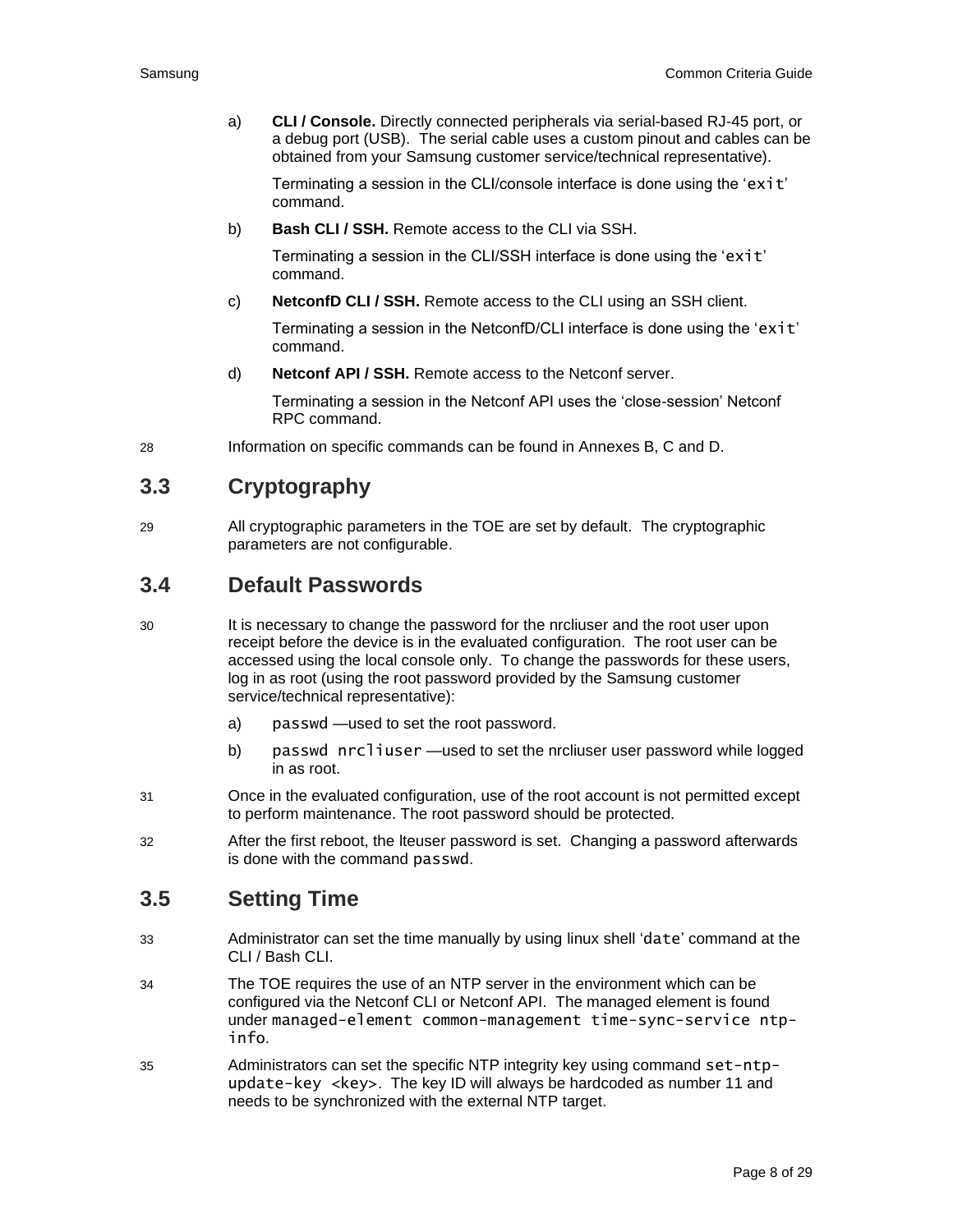a) **CLI / Console.** Directly connected peripherals via serial-based RJ-45 port, or a debug port (USB). The serial cable uses a custom pinout and cables can be obtained from your Samsung customer service/technical representative).

   Terminating a session in the CLI/console interface is done using the '`exit`' command.

b) **Bash CLI / SSH.** Remote access to the CLI via SSH.

   Terminating a session in the CLI/SSH interface is done using the '`exit`' command.

c) **NetconfD CLI / SSH.** Remote access to the CLI using an SSH client.

   Terminating a session in the NetconfD/CLI interface is done using the '`exit`' command.

d) **Netconf API / SSH.** Remote access to the Netconf server.

   Terminating a session in the Netconf API uses the 'close-session' Netconf RPC command.

28 Information on specific commands can be found in Annexes B, C and D.

## 3.3 Cryptography

29 All cryptographic parameters in the TOE are set by default. The cryptographic parameters are not configurable.

## 3.4 Default Passwords

30 It is necessary to change the password for the nrcliuser and the root user upon receipt before the device is in the evaluated configuration. The root user can be accessed using the local console only. To change the passwords for these users, log in as root (using the root password provided by the Samsung customer service/technical representative):

a) `passwd` —used to set the root password.

b) `passwd nrcliuser` —used to set the nrcliuser user password while logged in as root.

31 Once in the evaluated configuration, use of the root account is not permitted except to perform maintenance. The root password should be protected.

32 After the first reboot, the lteuser password is set. Changing a password afterwards is done with the command `passwd`.

## 3.5 Setting Time

33 Administrator can set the time manually by using linux shell '`date`' command at the CLI / Bash CLI.

34 The TOE requires the use of an NTP server in the environment which can be configured via the Netconf CLI or Netconf API. The managed element is found under `managed-element common-management time-sync-service ntp-info`.

35 Administrators can set the specific NTP integrity key using command `set-ntp-update-key <key>`. The key ID will always be hardcoded as number 11 and needs to be synchronized with the external NTP target.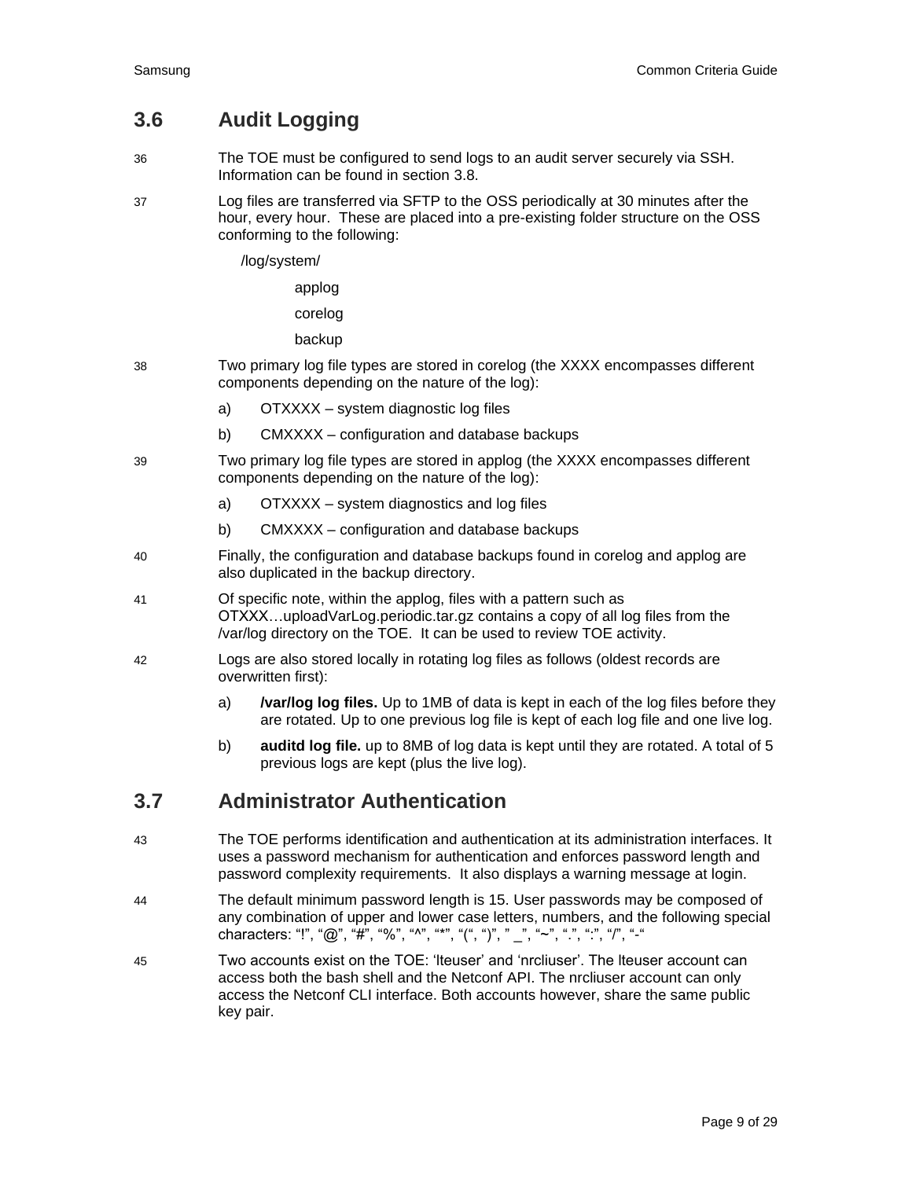## 3.6 Audit Logging

36 The TOE must be configured to send logs to an audit server securely via SSH. Information can be found in section 3.8.

37 Log files are transferred via SFTP to the OSS periodically at 30 minutes after the hour, every hour. These are placed into a pre-existing folder structure on the OSS conforming to the following:

/log/system/

applog

corelog

backup

38 Two primary log file types are stored in corelog (the XXXX encompasses different components depending on the nature of the log):

a) OTXXXX – system diagnostic log files

b) CMXXXX – configuration and database backups

39 Two primary log file types are stored in applog (the XXXX encompasses different components depending on the nature of the log):

a) OTXXXX – system diagnostics and log files

b) CMXXXX – configuration and database backups

40 Finally, the configuration and database backups found in corelog and applog are also duplicated in the backup directory.

41 Of specific note, within the applog, files with a pattern such as OTXXX…uploadVarLog.periodic.tar.gz contains a copy of all log files from the /var/log directory on the TOE. It can be used to review TOE activity.

42 Logs are also stored locally in rotating log files as follows (oldest records are overwritten first):

a) **/var/log log files.** Up to 1MB of data is kept in each of the log files before they are rotated. Up to one previous log file is kept of each log file and one live log.

b) **auditd log file.** up to 8MB of log data is kept until they are rotated. A total of 5 previous logs are kept (plus the live log).

## 3.7 Administrator Authentication

43 The TOE performs identification and authentication at its administration interfaces. It uses a password mechanism for authentication and enforces password length and password complexity requirements. It also displays a warning message at login.

44 The default minimum password length is 15. User passwords may be composed of any combination of upper and lower case letters, numbers, and the following special characters: "!", "@", "#", "%", "^", "*", "(", ")", " _", "~", ".", ":", "/", "-"

45 Two accounts exist on the TOE: 'lteuser' and 'nrcliuser'. The lteuser account can access both the bash shell and the Netconf API. The nrcliuser account can only access the Netconf CLI interface. Both accounts however, share the same public key pair.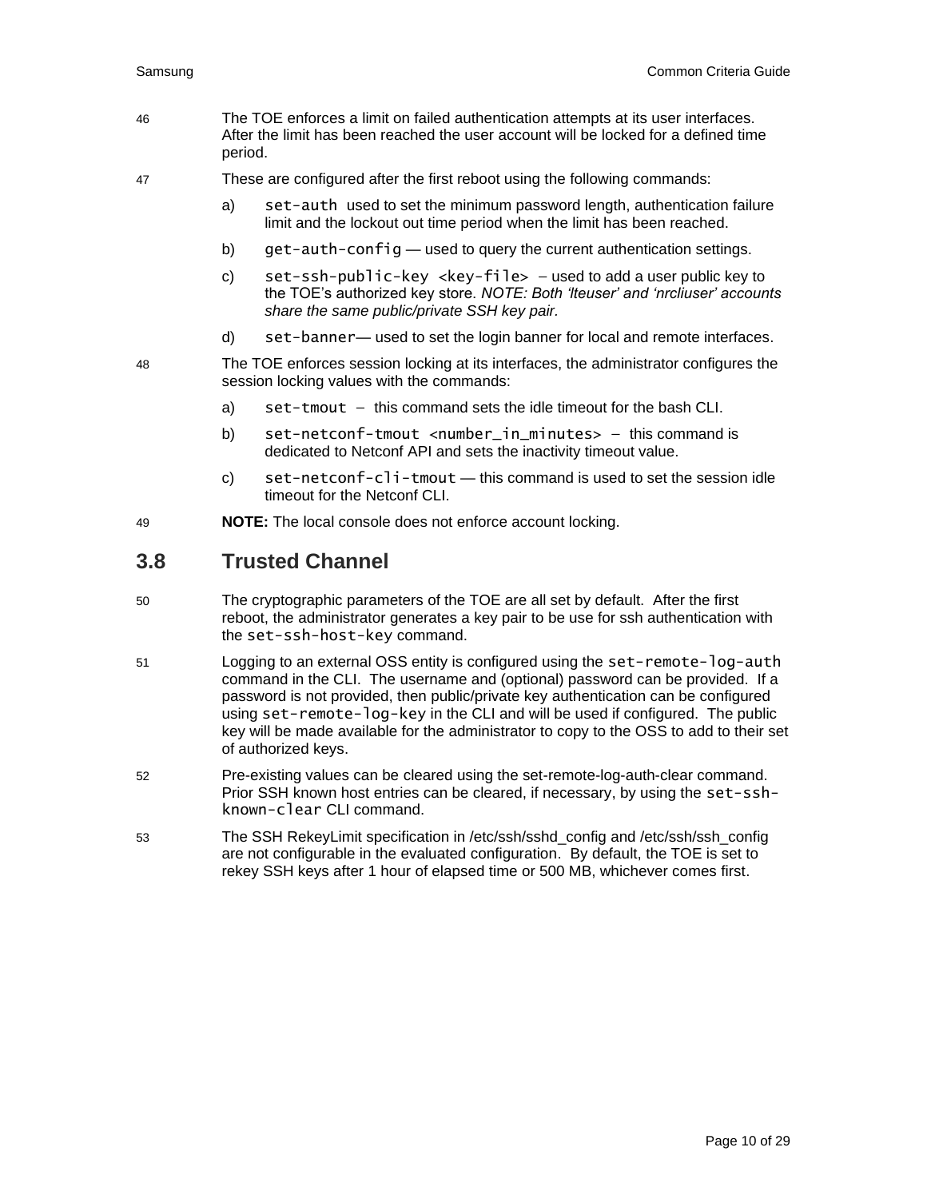46 The TOE enforces a limit on failed authentication attempts at its user interfaces. After the limit has been reached the user account will be locked for a defined time period.

47 These are configured after the first reboot using the following commands:

a) `set-auth` used to set the minimum password length, authentication failure limit and the lockout out time period when the limit has been reached.

b) `get-auth-config` — used to query the current authentication settings.

c) `set-ssh-public-key <key-file>` – used to add a user public key to the TOE's authorized key store. *NOTE: Both 'lteuser' and 'nrcliuser' accounts share the same public/private SSH key pair.*

d) `set-banner`— used to set the login banner for local and remote interfaces.

48 The TOE enforces session locking at its interfaces, the administrator configures the session locking values with the commands:

a) `set-tmout` – this command sets the idle timeout for the bash CLI.

b) `set-netconf-tmout <number_in_minutes>` – this command is dedicated to Netconf API and sets the inactivity timeout value.

c) `set-netconf-cli-tmout` — this command is used to set the session idle timeout for the Netconf CLI.

49 **NOTE:** The local console does not enforce account locking.

## 3.8 Trusted Channel

50 The cryptographic parameters of the TOE are all set by default. After the first reboot, the administrator generates a key pair to be use for ssh authentication with the `set-ssh-host-key` command.

51 Logging to an external OSS entity is configured using the `set-remote-log-auth` command in the CLI. The username and (optional) password can be provided. If a password is not provided, then public/private key authentication can be configured using `set-remote-log-key` in the CLI and will be used if configured. The public key will be made available for the administrator to copy to the OSS to add to their set of authorized keys.

52 Pre-existing values can be cleared using the set-remote-log-auth-clear command. Prior SSH known host entries can be cleared, if necessary, by using the `set-ssh-known-clear` CLI command.

53 The SSH RekeyLimit specification in /etc/ssh/sshd_config and /etc/ssh/ssh_config are not configurable in the evaluated configuration. By default, the TOE is set to rekey SSH keys after 1 hour of elapsed time or 500 MB, whichever comes first.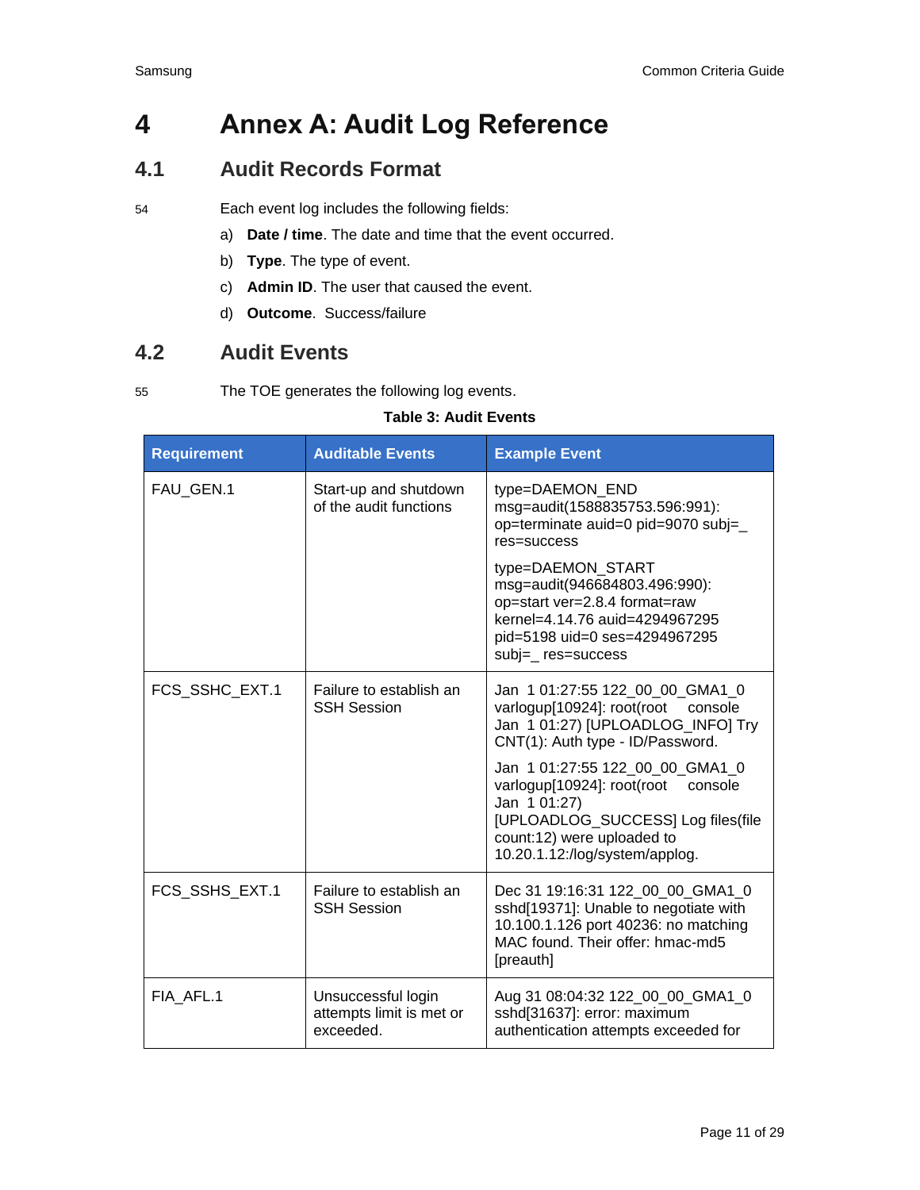# 4 Annex A: Audit Log Reference

## 4.1 Audit Records Format

54 Each event log includes the following fields:

a) **Date / time**. The date and time that the event occurred.

b) **Type**. The type of event.

c) **Admin ID**. The user that caused the event.

d) **Outcome**. Success/failure

## 4.2 Audit Events

55 The TOE generates the following log events.

**Table 3: Audit Events**

| Requirement | Auditable Events | Example Event |
|---|---|---|
| FAU_GEN.1 | Start-up and shutdown of the audit functions | type=DAEMON_END msg=audit(1588835753.596:991): op=terminate auid=0 pid=9070 subj=_ res=success<br><br>type=DAEMON_START msg=audit(946684803.496:990): op=start ver=2.8.4 format=raw kernel=4.14.76 auid=4294967295 pid=5198 uid=0 ses=4294967295 subj=_ res=success |
| FCS_SSHC_EXT.1 | Failure to establish an SSH Session | Jan 1 01:27:55 122_00_00_GMA1_0 varlogup[10924]: root(root console Jan 1 01:27) [UPLOADLOG_INFO] Try CNT(1): Auth type - ID/Password.<br><br>Jan 1 01:27:55 122_00_00_GMA1_0 varlogup[10924]: root(root console Jan 1 01:27) [UPLOADLOG_SUCCESS] Log files(file count:12) were uploaded to 10.20.1.12:/log/system/applog. |
| FCS_SSHS_EXT.1 | Failure to establish an SSH Session | Dec 31 19:16:31 122_00_00_GMA1_0 sshd[19371]: Unable to negotiate with 10.100.1.126 port 40236: no matching MAC found. Their offer: hmac-md5 [preauth] |
| FIA_AFL.1 | Unsuccessful login attempts limit is met or exceeded. | Aug 31 08:04:32 122_00_00_GMA1_0 sshd[31637]: error: maximum authentication attempts exceeded for |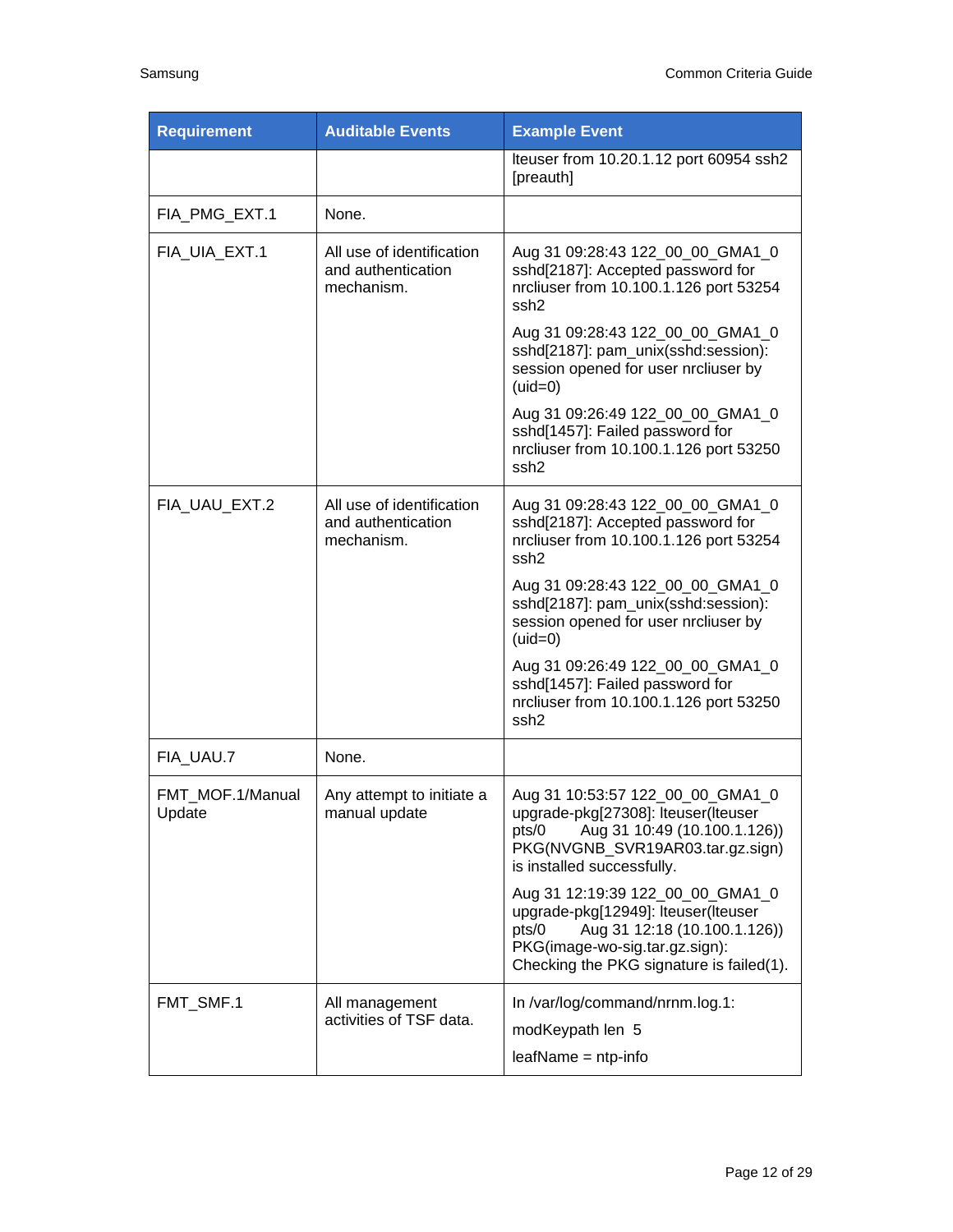| Requirement | Auditable Events | Example Event |
|---|---|---|
| | | lteuser from 10.20.1.12 port 60954 ssh2 [preauth] |
| FIA_PMG_EXT.1 | None. | |
| FIA_UIA_EXT.1 | All use of identification and authentication mechanism. | Aug 31 09:28:43 122_00_00_GMA1_0 sshd[2187]: Accepted password for nrcliuser from 10.100.1.126 port 53254 ssh2<br><br>Aug 31 09:28:43 122_00_00_GMA1_0 sshd[2187]: pam_unix(sshd:session): session opened for user nrcliuser by (uid=0)<br><br>Aug 31 09:26:49 122_00_00_GMA1_0 sshd[1457]: Failed password for nrcliuser from 10.100.1.126 port 53250 ssh2 |
| FIA_UAU_EXT.2 | All use of identification and authentication mechanism. | Aug 31 09:28:43 122_00_00_GMA1_0 sshd[2187]: Accepted password for nrcliuser from 10.100.1.126 port 53254 ssh2<br><br>Aug 31 09:28:43 122_00_00_GMA1_0 sshd[2187]: pam_unix(sshd:session): session opened for user nrcliuser by (uid=0)<br><br>Aug 31 09:26:49 122_00_00_GMA1_0 sshd[1457]: Failed password for nrcliuser from 10.100.1.126 port 53250 ssh2 |
| FIA_UAU.7 | None. | |
| FMT_MOF.1/Manual Update | Any attempt to initiate a manual update | Aug 31 10:53:57 122_00_00_GMA1_0 upgrade-pkg[27308]: lteuser(lteuser pts/0 Aug 31 10:49 (10.100.1.126)) PKG(NVGNB_SVR19AR03.tar.gz.sign) is installed successfully.<br><br>Aug 31 12:19:39 122_00_00_GMA1_0 upgrade-pkg[12949]: lteuser(lteuser pts/0 Aug 31 12:18 (10.100.1.126)) PKG(image-wo-sig.tar.gz.sign): Checking the PKG signature is failed(1). |
| FMT_SMF.1 | All management activities of TSF data. | In /var/log/command/nrnm.log.1:<br><br>modKeypath len 5<br><br>leafName = ntp-info |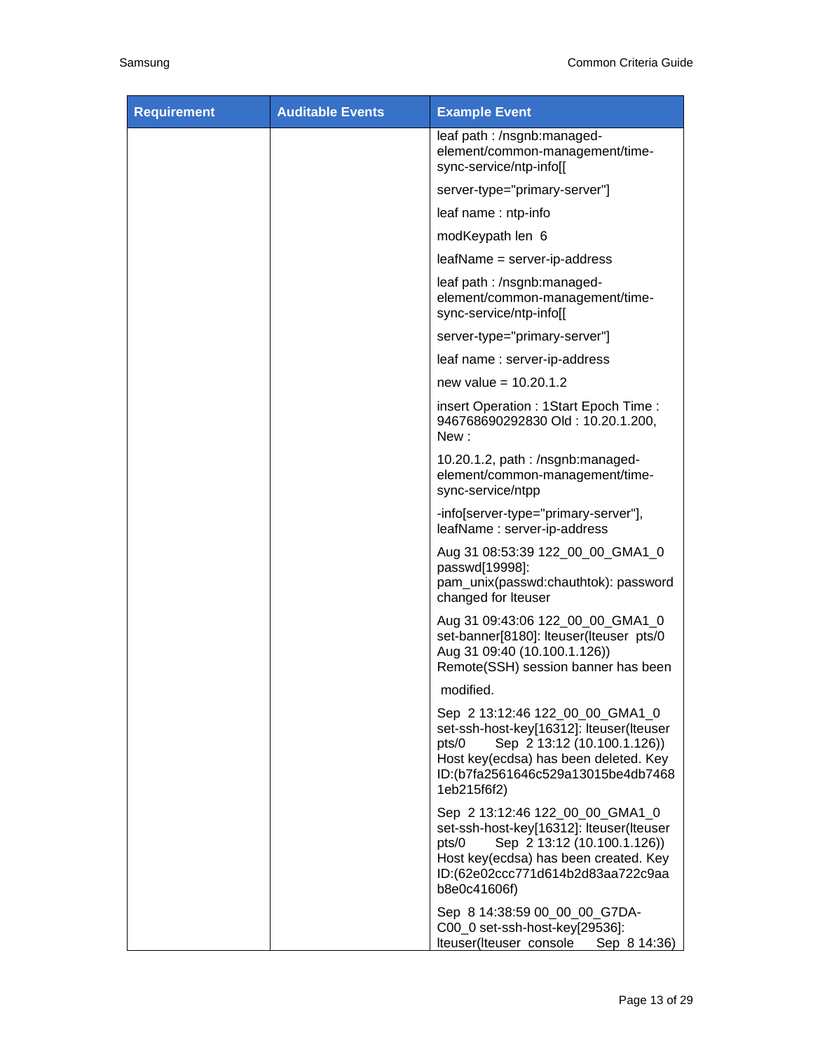| Requirement | Auditable Events | Example Event |
| --- | --- | --- |
| | | leaf path : /nsgnb:managed-element/common-management/time-sync-service/ntp-info[[ |
| | | server-type="primary-server"] |
| | | leaf name : ntp-info |
| | | modKeypath len 6 |
| | | leafName = server-ip-address |
| | | leaf path : /nsgnb:managed-element/common-management/time-sync-service/ntp-info[[ |
| | | server-type="primary-server"] |
| | | leaf name : server-ip-address |
| | | new value = 10.20.1.2 |
| | | insert Operation : 1Start Epoch Time : 946768690292830 Old : 10.20.1.200, New : |
| | | 10.20.1.2, path : /nsgnb:managed-element/common-management/time-sync-service/ntpp |
| | | -info[server-type="primary-server"], leafName : server-ip-address |
| | | Aug 31 08:53:39 122_00_00_GMA1_0 passwd[19998]: pam_unix(passwd:chauthtok): password changed for lteuser |
| | | Aug 31 09:43:06 122_00_00_GMA1_0 set-banner[8180]: lteuser(lteuser pts/0 Aug 31 09:40 (10.100.1.126)) Remote(SSH) session banner has been |
| | | modified. |
| | | Sep 2 13:12:46 122_00_00_GMA1_0 set-ssh-host-key[16312]: lteuser(lteuser pts/0 Sep 2 13:12 (10.100.1.126)) Host key(ecdsa) has been deleted. Key ID:(b7fa2561646c529a13015be4db74681eb215f6f2) |
| | | Sep 2 13:12:46 122_00_00_GMA1_0 set-ssh-host-key[16312]: lteuser(lteuser pts/0 Sep 2 13:12 (10.100.1.126)) Host key(ecdsa) has been created. Key ID:(62e02ccc771d614b2d83aa722c9aab8e0c41606f) |
| | | Sep 8 14:38:59 00_00_00_G7DA-C00_0 set-ssh-host-key[29536]: lteuser(lteuser console Sep 8 14:36) |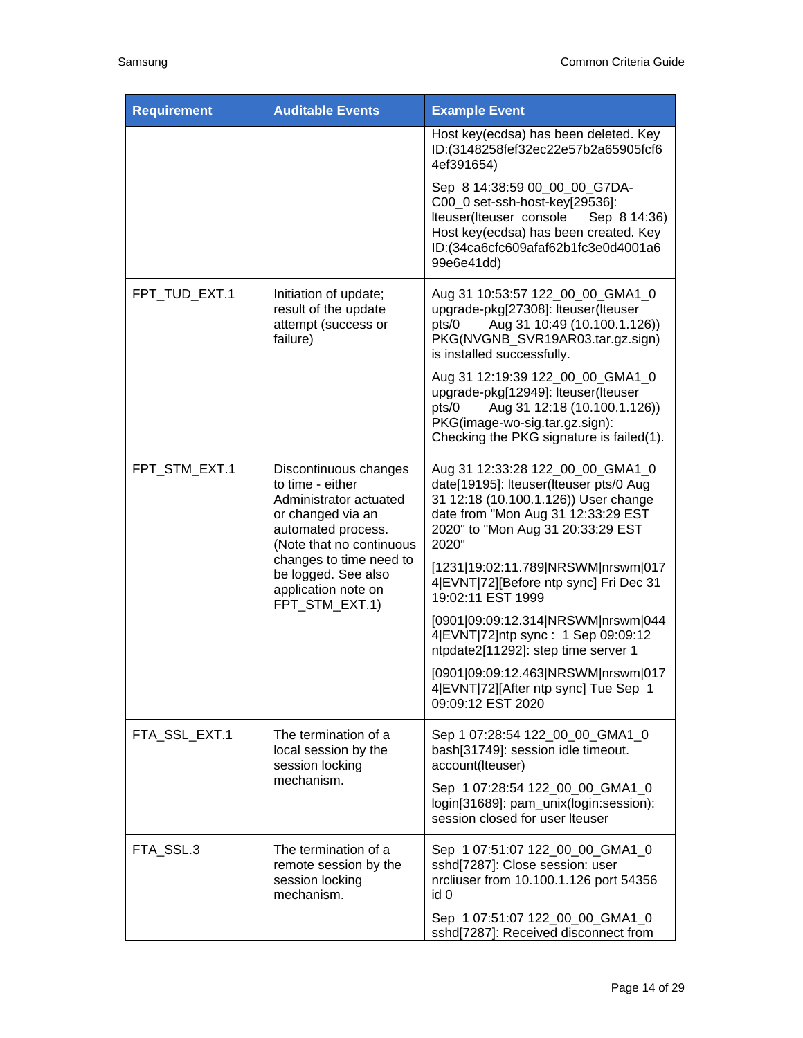| Requirement | Auditable Events | Example Event |
|---|---|---|
| | | Host key(ecdsa) has been deleted. Key ID:(3148258fef32ec22e57b2a65905fcf64ef391654)<br><br>Sep 8 14:38:59 00_00_00_G7DA-C00_0 set-ssh-host-key[29536]: lteuser(lteuser console Sep 8 14:36) Host key(ecdsa) has been created. Key ID:(34ca6cfc609afaf62b1fc3e0d4001a699e6e41dd) |
| FPT_TUD_EXT.1 | Initiation of update; result of the update attempt (success or failure) | Aug 31 10:53:57 122_00_00_GMA1_0 upgrade-pkg[27308]: lteuser(lteuser pts/0 Aug 31 10:49 (10.100.1.126)) PKG(NVGNB_SVR19AR03.tar.gz.sign) is installed successfully.<br><br>Aug 31 12:19:39 122_00_00_GMA1_0 upgrade-pkg[12949]: lteuser(lteuser pts/0 Aug 31 12:18 (10.100.1.126)) PKG(image-wo-sig.tar.gz.sign): Checking the PKG signature is failed(1). |
| FPT_STM_EXT.1 | Discontinuous changes to time - either Administrator actuated or changed via an automated process. (Note that no continuous changes to time need to be logged. See also application note on FPT_STM_EXT.1) | Aug 31 12:33:28 122_00_00_GMA1_0 date[19195]: lteuser(lteuser pts/0 Aug 31 12:18 (10.100.1.126)) User change date from "Mon Aug 31 12:33:29 EST 2020" to "Mon Aug 31 20:33:29 EST 2020"<br><br>[1231\|19:02:11.789\|NRSWM\|nrswm\|0174\|EVNT\|72][Before ntp sync] Fri Dec 31 19:02:11 EST 1999<br><br>[0901\|09:09:12.314\|NRSWM\|nrswm\|0444\|EVNT\|72]ntp sync : 1 Sep 09:09:12 ntpdate2[11292]: step time server 1<br><br>[0901\|09:09:12.463\|NRSWM\|nrswm\|0174\|EVNT\|72][After ntp sync] Tue Sep 1 09:09:12 EST 2020 |
| FTA_SSL_EXT.1 | The termination of a local session by the session locking mechanism. | Sep 1 07:28:54 122_00_00_GMA1_0 bash[31749]: session idle timeout. account(lteuser)<br><br>Sep 1 07:28:54 122_00_00_GMA1_0 login[31689]: pam_unix(login:session): session closed for user lteuser |
| FTA_SSL.3 | The termination of a remote session by the session locking mechanism. | Sep 1 07:51:07 122_00_00_GMA1_0 sshd[7287]: Close session: user nrcliuser from 10.100.1.126 port 54356 id 0<br><br>Sep 1 07:51:07 122_00_00_GMA1_0 sshd[7287]: Received disconnect from |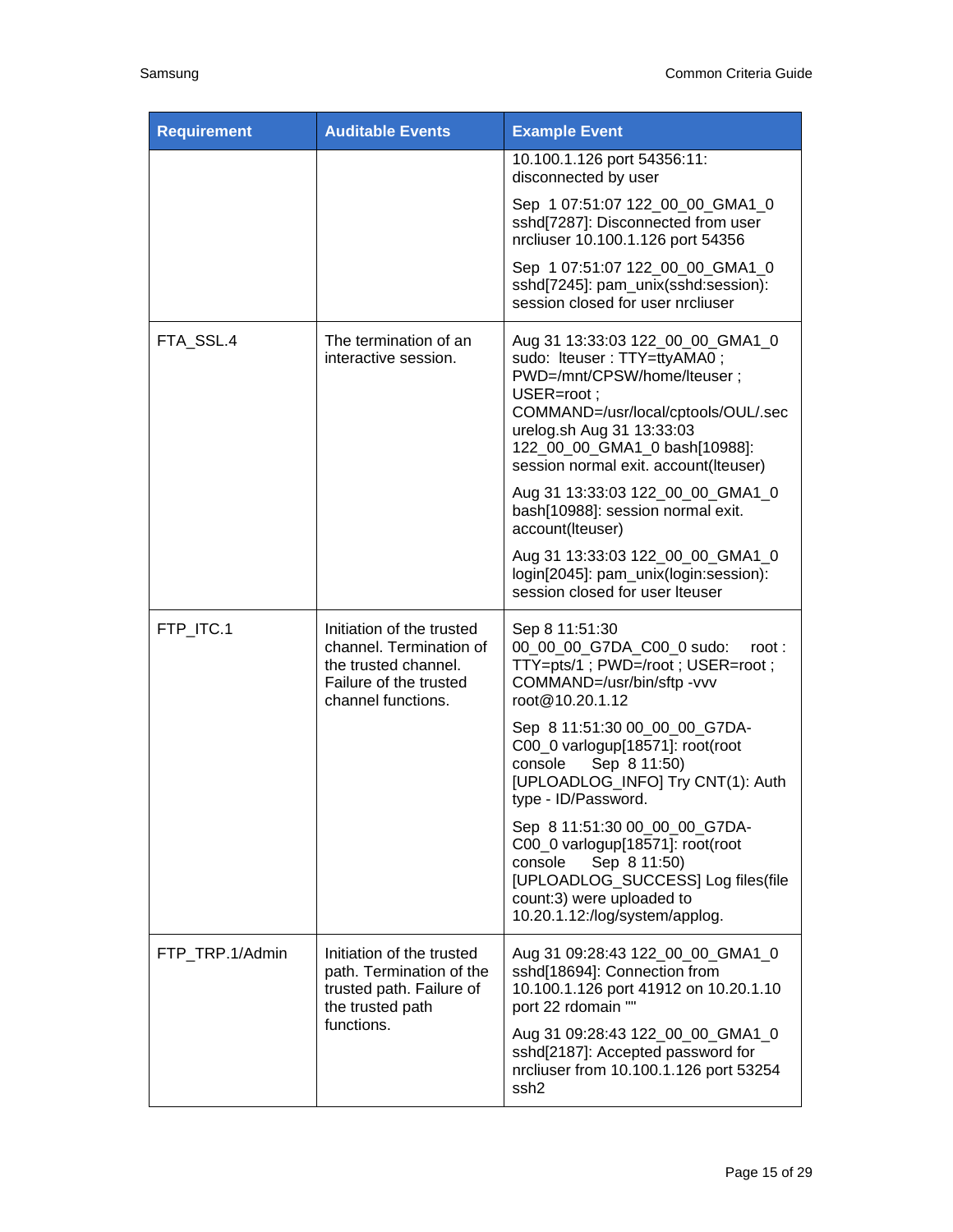| Requirement | Auditable Events | Example Event |
|---|---|---|
| | | 10.100.1.126 port 54356:11: disconnected by user<br><br>Sep 1 07:51:07 122_00_00_GMA1_0 sshd[7287]: Disconnected from user nrcliuser 10.100.1.126 port 54356<br><br>Sep 1 07:51:07 122_00_00_GMA1_0 sshd[7245]: pam_unix(sshd:session): session closed for user nrcliuser |
| FTA_SSL.4 | The termination of an interactive session. | Aug 31 13:33:03 122_00_00_GMA1_0 sudo: lteuser : TTY=ttyAMA0 ; PWD=/mnt/CPSW/home/lteuser ; USER=root ; COMMAND=/usr/local/cptools/OUL/.secure log.sh Aug 31 13:33:03 122_00_00_GMA1_0 bash[10988]: session normal exit. account(lteuser)<br><br>Aug 31 13:33:03 122_00_00_GMA1_0 bash[10988]: session normal exit. account(lteuser)<br><br>Aug 31 13:33:03 122_00_00_GMA1_0 login[2045]: pam_unix(login:session): session closed for user lteuser |
| FTP_ITC.1 | Initiation of the trusted channel. Termination of the trusted channel. Failure of the trusted channel functions. | Sep 8 11:51:30 00_00_00_G7DA_C00_0 sudo: root : TTY=pts/1 ; PWD=/root ; USER=root ; COMMAND=/usr/bin/sftp -vvv root@10.20.1.12<br><br>Sep 8 11:51:30 00_00_00_G7DA-C00_0 varlogup[18571]: root(root console Sep 8 11:50) [UPLOADLOG_INFO] Try CNT(1): Auth type - ID/Password.<br><br>Sep 8 11:51:30 00_00_00_G7DA-C00_0 varlogup[18571]: root(root console Sep 8 11:50) [UPLOADLOG_SUCCESS] Log files(file count:3) were uploaded to 10.20.1.12:/log/system/applog. |
| FTP_TRP.1/Admin | Initiation of the trusted path. Termination of the trusted path. Failure of the trusted path functions. | Aug 31 09:28:43 122_00_00_GMA1_0 sshd[18694]: Connection from 10.100.1.126 port 41912 on 10.20.1.10 port 22 rdomain ""<br><br>Aug 31 09:28:43 122_00_00_GMA1_0 sshd[2187]: Accepted password for nrcliuser from 10.100.1.126 port 53254 ssh2 |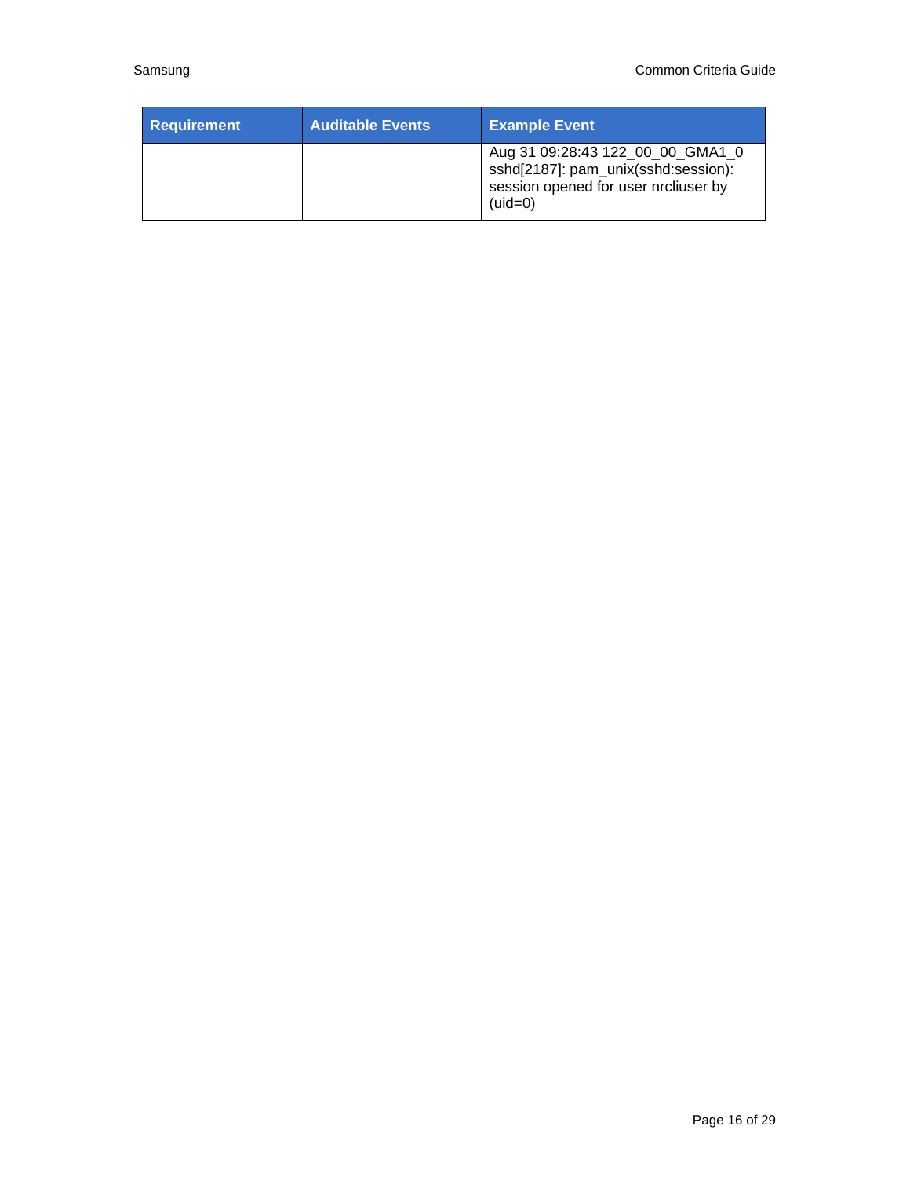| Requirement | Auditable Events | Example Event |
|---|---|---|
| | | Aug 31 09:28:43 122_00_00_GMA1_0 sshd[2187]: pam_unix(sshd:session): session opened for user nrcliuser by (uid=0) |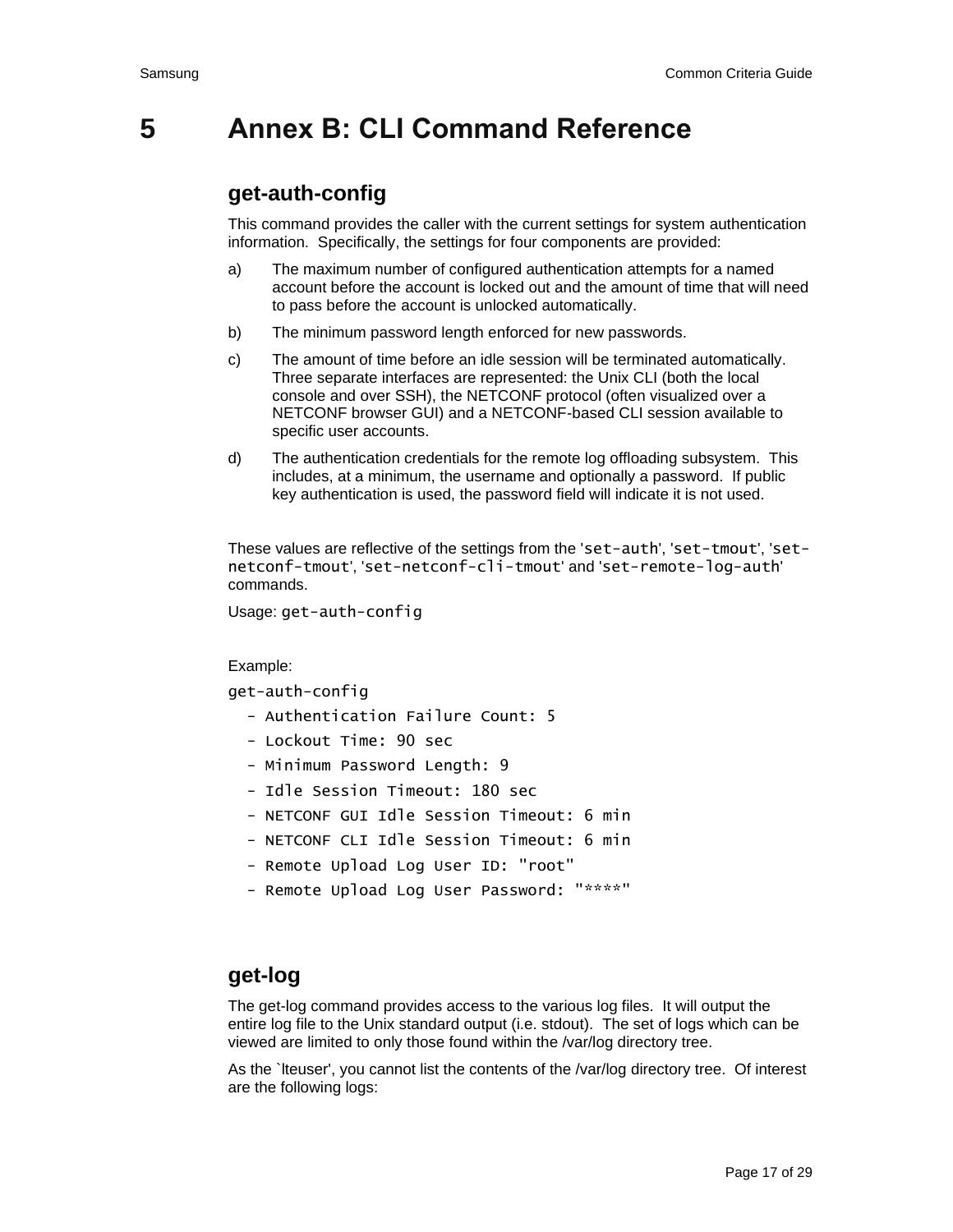# 5 Annex B: CLI Command Reference

## get-auth-config

This command provides the caller with the current settings for system authentication information. Specifically, the settings for four components are provided:

a) The maximum number of configured authentication attempts for a named account before the account is locked out and the amount of time that will need to pass before the account is unlocked automatically.

b) The minimum password length enforced for new passwords.

c) The amount of time before an idle session will be terminated automatically. Three separate interfaces are represented: the Unix CLI (both the local console and over SSH), the NETCONF protocol (often visualized over a NETCONF browser GUI) and a NETCONF-based CLI session available to specific user accounts.

d) The authentication credentials for the remote log offloading subsystem. This includes, at a minimum, the username and optionally a password. If public key authentication is used, the password field will indicate it is not used.

These values are reflective of the settings from the '`set-auth`', '`set-tmout`', '`set-netconf-tmout`', '`set-netconf-cli-tmout`' and '`set-remote-log-auth`' commands.

Usage: `get-auth-config`

Example:

```
get-auth-config
   - Authentication Failure Count: 5
   - Lockout Time: 90 sec
   - Minimum Password Length: 9
   - Idle Session Timeout: 180 sec
   - NETCONF GUI Idle Session Timeout: 6 min
   - NETCONF CLI Idle Session Timeout: 6 min
   - Remote Upload Log User ID: "root"
   - Remote Upload Log User Password: "****"
```

## get-log

The get-log command provides access to the various log files. It will output the entire log file to the Unix standard output (i.e. stdout). The set of logs which can be viewed are limited to only those found within the /var/log directory tree.

As the `lteuser', you cannot list the contents of the /var/log directory tree. Of interest are the following logs: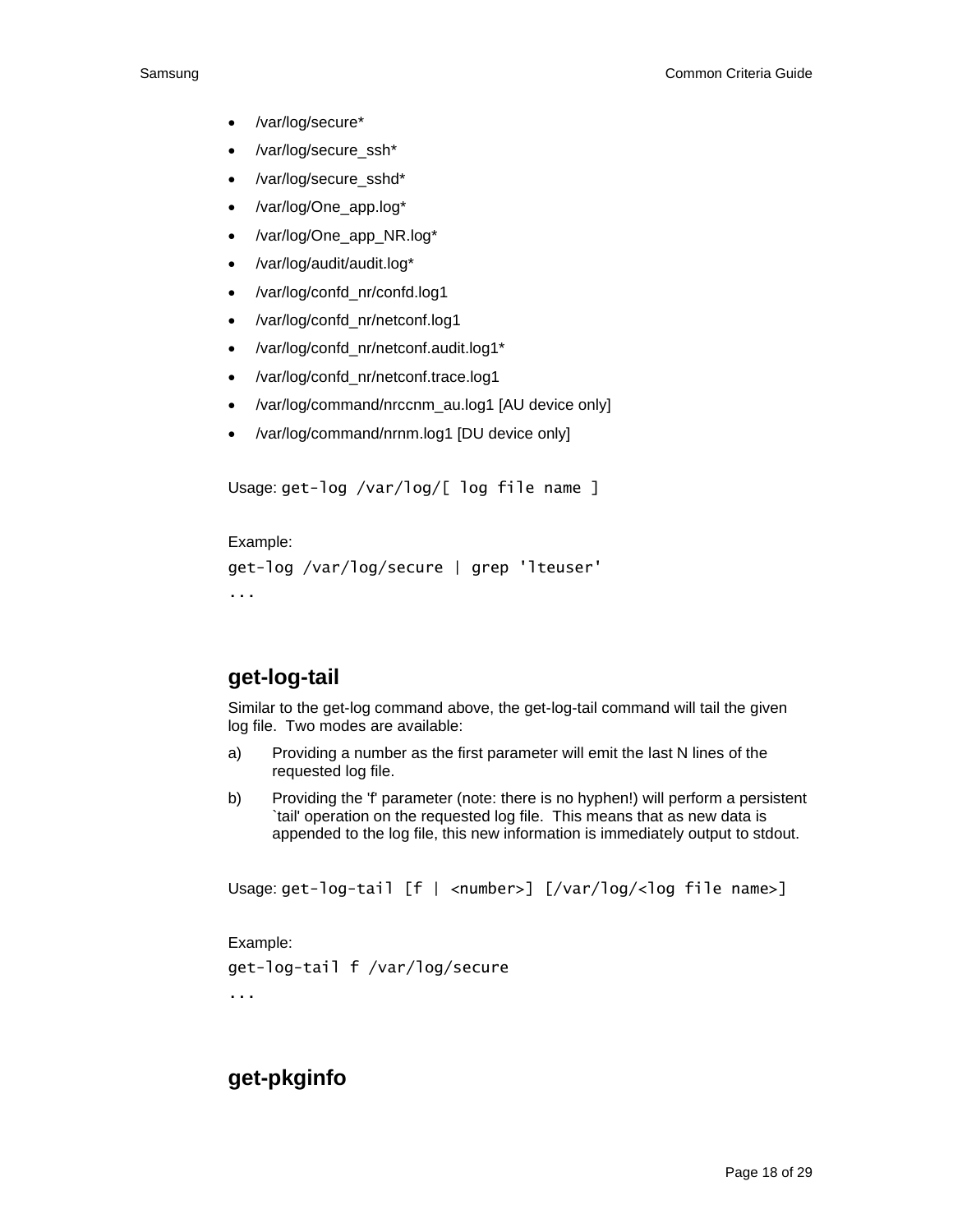- /var/log/secure*
- /var/log/secure_ssh*
- /var/log/secure_sshd*
- /var/log/One_app.log*
- /var/log/One_app_NR.log*
- /var/log/audit/audit.log*
- /var/log/confd_nr/confd.log1
- /var/log/confd_nr/netconf.log1
- /var/log/confd_nr/netconf.audit.log1*
- /var/log/confd_nr/netconf.trace.log1
- /var/log/command/nrccnm_au.log1 [AU device only]
- /var/log/command/nrnm.log1 [DU device only]

Usage: `get-log /var/log/[ log file name ]`

Example:

```
get-log /var/log/secure | grep 'lteuser'
...
```

## get-log-tail

Similar to the get-log command above, the get-log-tail command will tail the given log file. Two modes are available:

a) Providing a number as the first parameter will emit the last N lines of the requested log file.

b) Providing the 'f' parameter (note: there is no hyphen!) will perform a persistent `tail' operation on the requested log file. This means that as new data is appended to the log file, this new information is immediately output to stdout.

Usage: `get-log-tail [f | <number>] [/var/log/<log file name>]`

Example:

```
get-log-tail f /var/log/secure
...
```

## get-pkginfo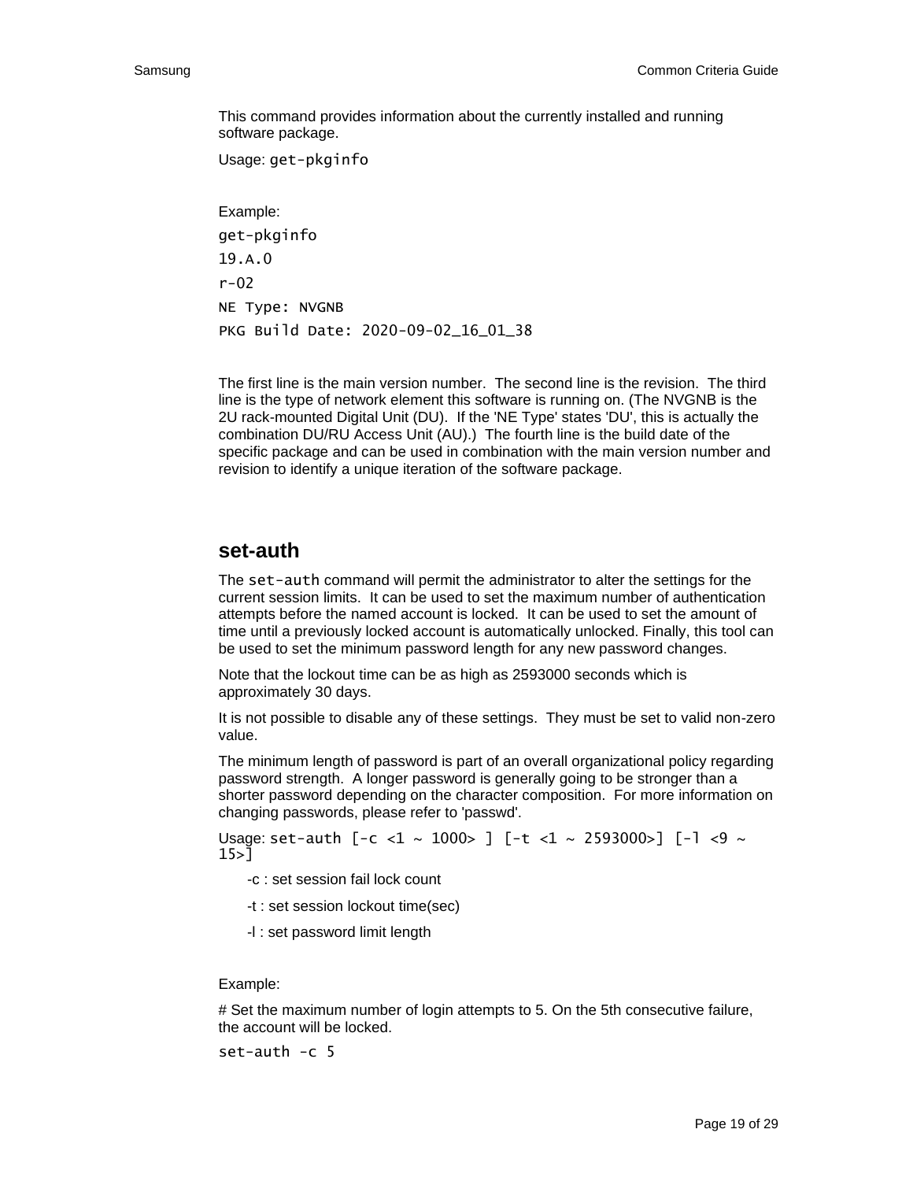This command provides information about the currently installed and running software package.

Usage: `get-pkginfo`

Example:

```
get-pkginfo
19.A.0
r-02
NE Type: NVGNB
PKG Build Date: 2020-09-02_16_01_38
```

The first line is the main version number. The second line is the revision. The third line is the type of network element this software is running on. (The NVGNB is the 2U rack-mounted Digital Unit (DU). If the 'NE Type' states 'DU', this is actually the combination DU/RU Access Unit (AU).) The fourth line is the build date of the specific package and can be used in combination with the main version number and revision to identify a unique iteration of the software package.

## set-auth

The `set-auth` command will permit the administrator to alter the settings for the current session limits. It can be used to set the maximum number of authentication attempts before the named account is locked. It can be used to set the amount of time until a previously locked account is automatically unlocked. Finally, this tool can be used to set the minimum password length for any new password changes.

Note that the lockout time can be as high as 2593000 seconds which is approximately 30 days.

It is not possible to disable any of these settings. They must be set to valid non-zero value.

The minimum length of password is part of an overall organizational policy regarding password strength. A longer password is generally going to be stronger than a shorter password depending on the character composition. For more information on changing passwords, please refer to 'passwd'.

Usage: `set-auth [-c <1 ~ 1000> ] [-t <1 ~ 2593000>] [-l <9 ~ 15>]`

- -c : set session fail lock count
- -t : set session lockout time(sec)
- -l : set password limit length

Example:

# Set the maximum number of login attempts to 5. On the 5th consecutive failure, the account will be locked.

```
set-auth -c 5
```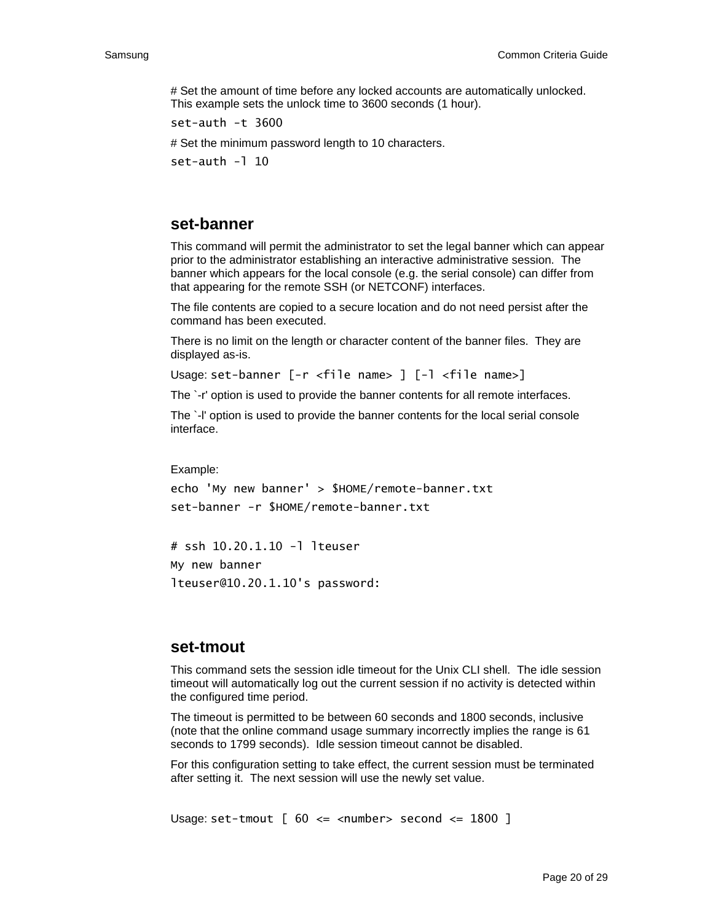# Set the amount of time before any locked accounts are automatically unlocked. This example sets the unlock time to 3600 seconds (1 hour).

```
set-auth -t 3600
```

# Set the minimum password length to 10 characters.

```
set-auth -l 10
```

## set-banner

This command will permit the administrator to set the legal banner which can appear prior to the administrator establishing an interactive administrative session. The banner which appears for the local console (e.g. the serial console) can differ from that appearing for the remote SSH (or NETCONF) interfaces.

The file contents are copied to a secure location and do not need persist after the command has been executed.

There is no limit on the length or character content of the banner files. They are displayed as-is.

Usage: `set-banner [-r <file name> ] [-l <file name>]`

The `-r' option is used to provide the banner contents for all remote interfaces.

The `-l' option is used to provide the banner contents for the local serial console interface.

Example:

```
echo 'My new banner' > $HOME/remote-banner.txt
set-banner -r $HOME/remote-banner.txt
```

```
# ssh 10.20.1.10 -l lteuser
My new banner
lteuser@10.20.1.10's password:
```

## set-tmout

This command sets the session idle timeout for the Unix CLI shell. The idle session timeout will automatically log out the current session if no activity is detected within the configured time period.

The timeout is permitted to be between 60 seconds and 1800 seconds, inclusive (note that the online command usage summary incorrectly implies the range is 61 seconds to 1799 seconds). Idle session timeout cannot be disabled.

For this configuration setting to take effect, the current session must be terminated after setting it. The next session will use the newly set value.

Usage: `set-tmout [ 60 <= <number> second <= 1800 ]`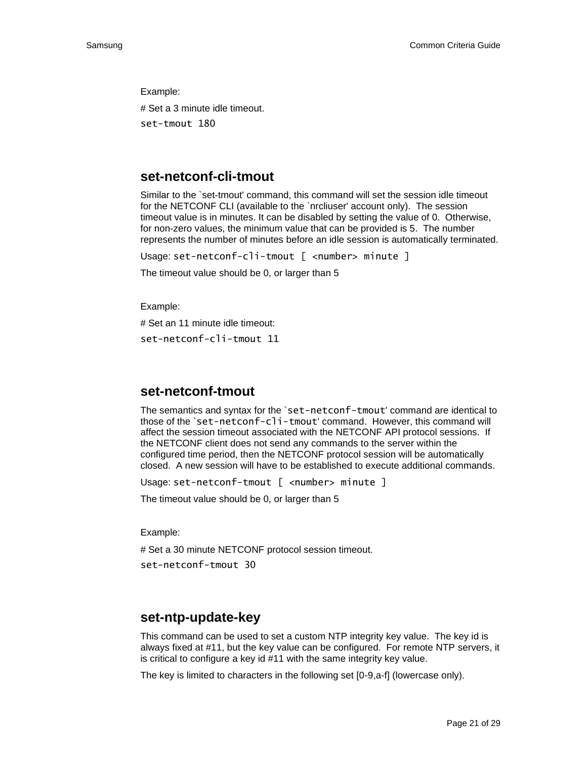Example:

# Set a 3 minute idle timeout.

```
set-tmout 180
```

## set-netconf-cli-tmout

Similar to the `set-tmout' command, this command will set the session idle timeout for the NETCONF CLI (available to the `nrcliuser' account only). The session timeout value is in minutes. It can be disabled by setting the value of 0. Otherwise, for non-zero values, the minimum value that can be provided is 5. The number represents the number of minutes before an idle session is automatically terminated.

Usage: `set-netconf-cli-tmout [ <number> minute ]`

The timeout value should be 0, or larger than 5

Example:

# Set an 11 minute idle timeout:

```
set-netconf-cli-tmout 11
```

## set-netconf-tmout

The semantics and syntax for the `set-netconf-tmout' command are identical to those of the `set-netconf-cli-tmout' command. However, this command will affect the session timeout associated with the NETCONF API protocol sessions. If the NETCONF client does not send any commands to the server within the configured time period, then the NETCONF protocol session will be automatically closed. A new session will have to be established to execute additional commands.

Usage: `set-netconf-tmout [ <number> minute ]`

The timeout value should be 0, or larger than 5

Example:

# Set a 30 minute NETCONF protocol session timeout.

```
set-netconf-tmout 30
```

## set-ntp-update-key

This command can be used to set a custom NTP integrity key value. The key id is always fixed at #11, but the key value can be configured. For remote NTP servers, it is critical to configure a key id #11 with the same integrity key value.

The key is limited to characters in the following set [0-9,a-f] (lowercase only).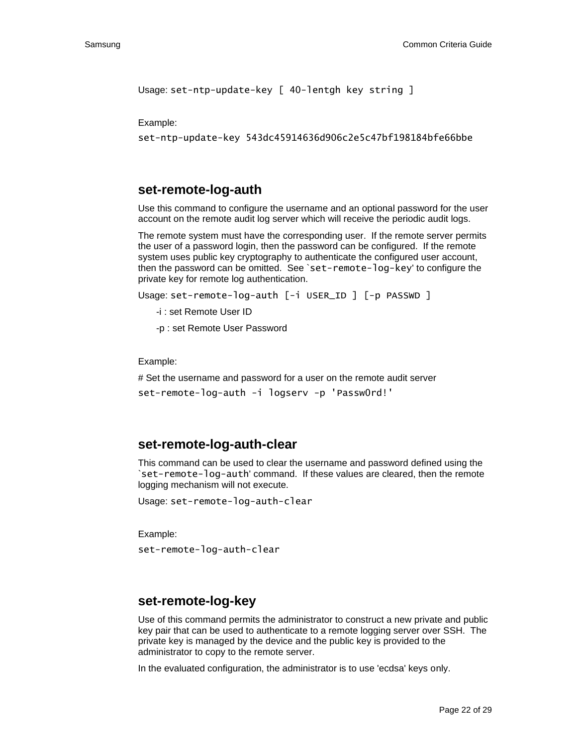Usage: `set-ntp-update-key [ 40-lentgh key string ]`

Example:

```
set-ntp-update-key 543dc45914636d906c2e5c47bf198184bfe66bbe
```

## set-remote-log-auth

Use this command to configure the username and an optional password for the user account on the remote audit log server which will receive the periodic audit logs.

The remote system must have the corresponding user. If the remote server permits the user of a password login, then the password can be configured. If the remote system uses public key cryptography to authenticate the configured user account, then the password can be omitted. See `set-remote-log-key' to configure the private key for remote log authentication.

Usage: `set-remote-log-auth [-i USER_ID ] [-p PASSWD ]`

- -i : set Remote User ID
- -p : set Remote User Password

Example:

# Set the username and password for a user on the remote audit server

```
set-remote-log-auth -i logserv -p 'Passw0rd!'
```

## set-remote-log-auth-clear

This command can be used to clear the username and password defined using the `set-remote-log-auth' command. If these values are cleared, then the remote logging mechanism will not execute.

Usage: `set-remote-log-auth-clear`

Example:

```
set-remote-log-auth-clear
```

## set-remote-log-key

Use of this command permits the administrator to construct a new private and public key pair that can be used to authenticate to a remote logging server over SSH. The private key is managed by the device and the public key is provided to the administrator to copy to the remote server.

In the evaluated configuration, the administrator is to use 'ecdsa' keys only.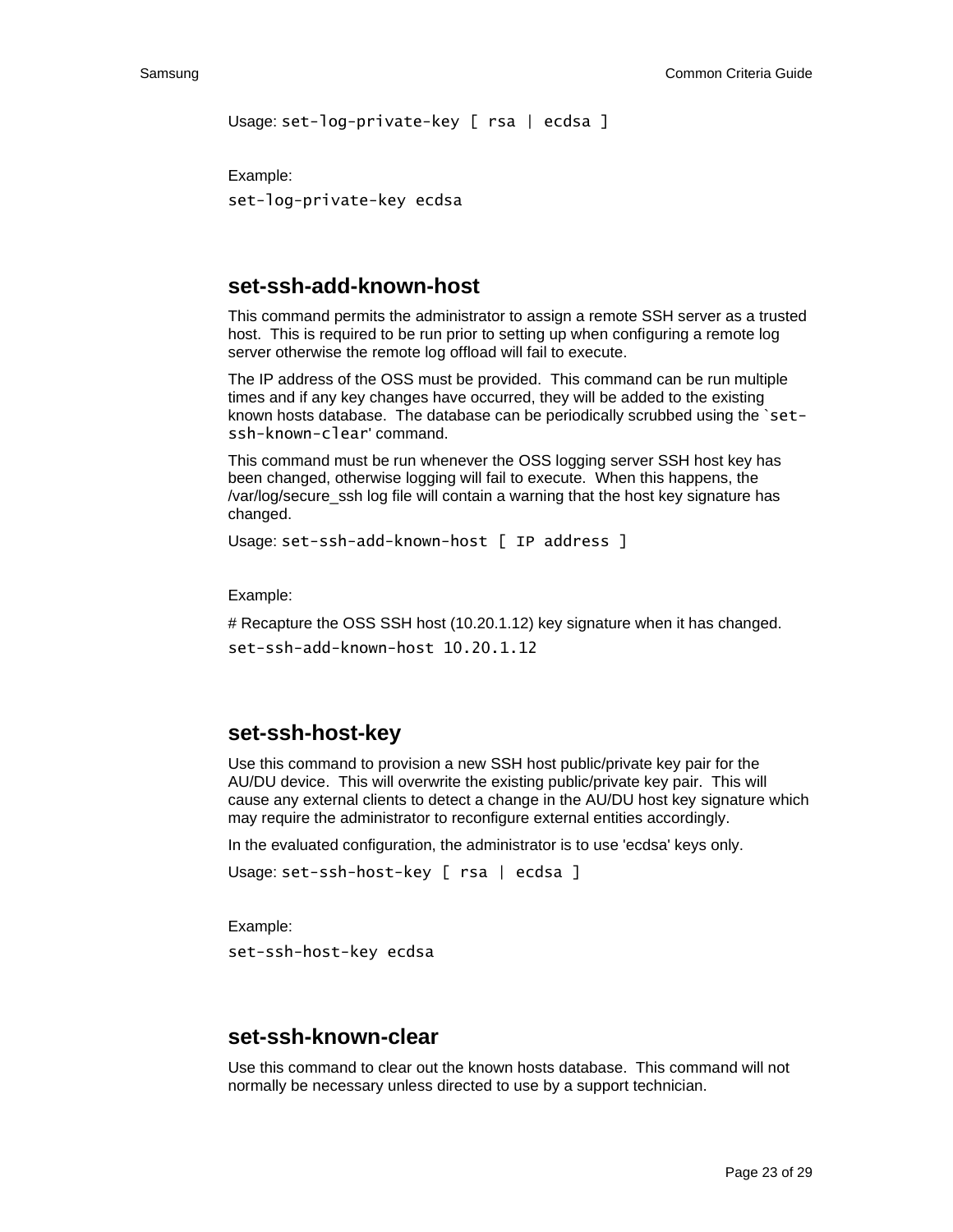Usage: `set-log-private-key [ rsa | ecdsa ]`

Example:

```
set-log-private-key ecdsa
```

## set-ssh-add-known-host

This command permits the administrator to assign a remote SSH server as a trusted host. This is required to be run prior to setting up when configuring a remote log server otherwise the remote log offload will fail to execute.

The IP address of the OSS must be provided. This command can be run multiple times and if any key changes have occurred, they will be added to the existing known hosts database. The database can be periodically scrubbed using the `set-ssh-known-clear' command.

This command must be run whenever the OSS logging server SSH host key has been changed, otherwise logging will fail to execute. When this happens, the /var/log/secure_ssh log file will contain a warning that the host key signature has changed.

Usage: `set-ssh-add-known-host [ IP address ]`

Example:

# Recapture the OSS SSH host (10.20.1.12) key signature when it has changed.

```
set-ssh-add-known-host 10.20.1.12
```

## set-ssh-host-key

Use this command to provision a new SSH host public/private key pair for the AU/DU device. This will overwrite the existing public/private key pair. This will cause any external clients to detect a change in the AU/DU host key signature which may require the administrator to reconfigure external entities accordingly.

In the evaluated configuration, the administrator is to use 'ecdsa' keys only.

Usage: `set-ssh-host-key [ rsa | ecdsa ]`

Example:

```
set-ssh-host-key ecdsa
```

## set-ssh-known-clear

Use this command to clear out the known hosts database. This command will not normally be necessary unless directed to use by a support technician.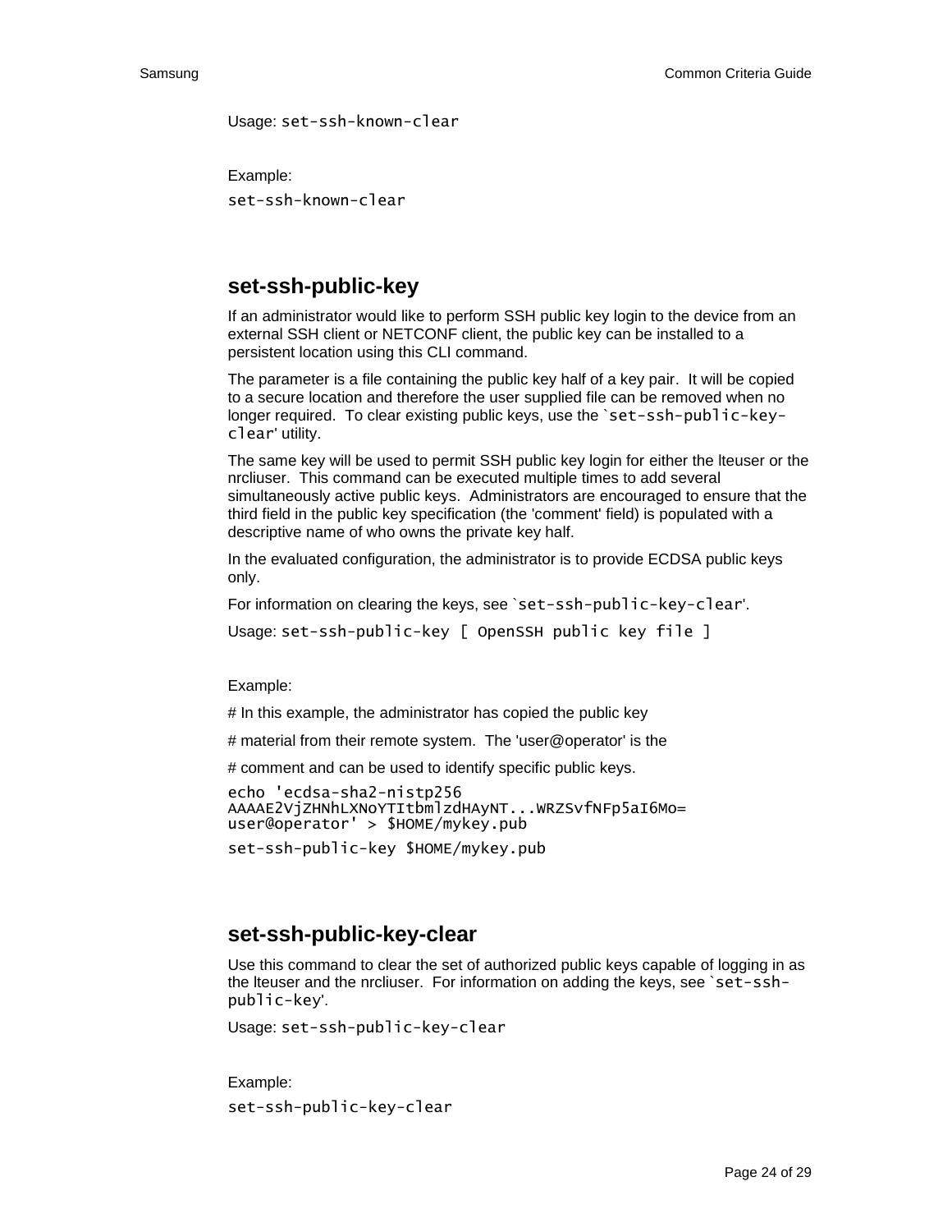Usage: `set-ssh-known-clear`

Example:

```
set-ssh-known-clear
```

## set-ssh-public-key

If an administrator would like to perform SSH public key login to the device from an external SSH client or NETCONF client, the public key can be installed to a persistent location using this CLI command.

The parameter is a file containing the public key half of a key pair. It will be copied to a secure location and therefore the user supplied file can be removed when no longer required. To clear existing public keys, use the `` `set-ssh-public-key-clear' `` utility.

The same key will be used to permit SSH public key login for either the lteuser or the nrcliuser. This command can be executed multiple times to add several simultaneously active public keys. Administrators are encouraged to ensure that the third field in the public key specification (the 'comment' field) is populated with a descriptive name of who owns the private key half.

In the evaluated configuration, the administrator is to provide ECDSA public keys only.

For information on clearing the keys, see `` `set-ssh-public-key-clear' ``.

Usage: `set-ssh-public-key [ OpenSSH public key file ]`

Example:

# In this example, the administrator has copied the public key

# material from their remote system. The 'user@operator' is the

# comment and can be used to identify specific public keys.

```
echo 'ecdsa-sha2-nistp256
AAAAE2VjZHNhLXNoYTItbmlzdHAyNT...WRZSvfNFp5aI6Mo=
user@operator' > $HOME/mykey.pub
set-ssh-public-key $HOME/mykey.pub
```

## set-ssh-public-key-clear

Use this command to clear the set of authorized public keys capable of logging in as the lteuser and the nrcliuser. For information on adding the keys, see `` `set-ssh-public-key' ``.

Usage: `set-ssh-public-key-clear`

Example:

```
set-ssh-public-key-clear
```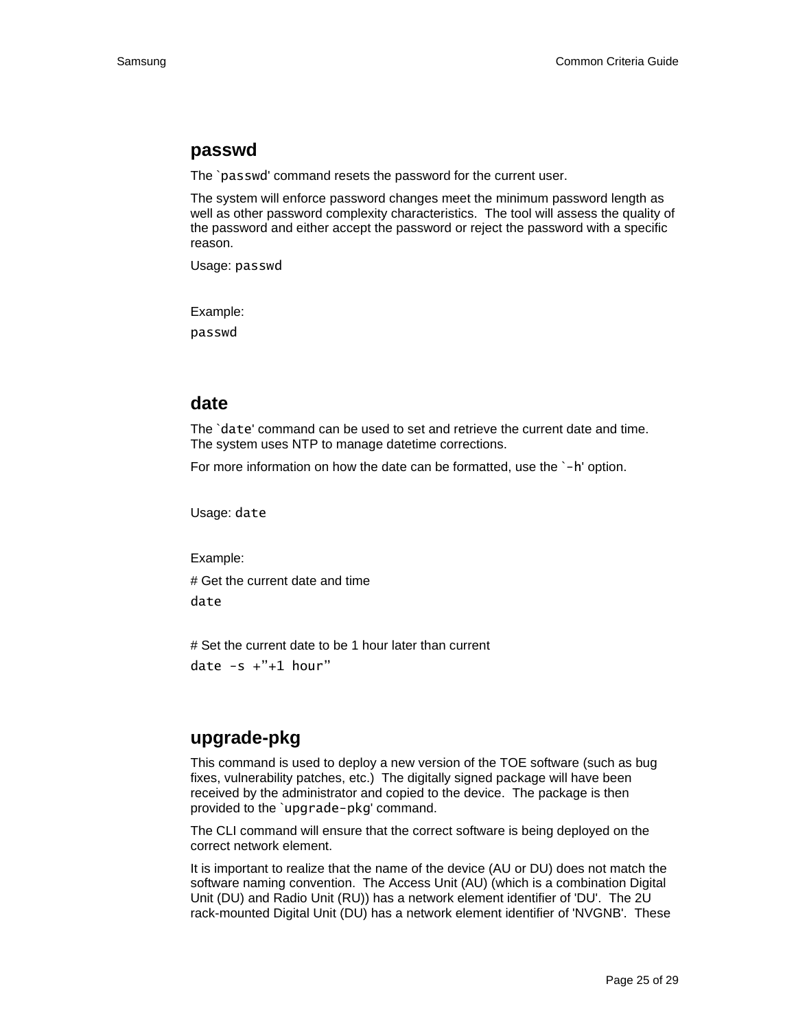## passwd

The `passwd' command resets the password for the current user.

The system will enforce password changes meet the minimum password length as well as other password complexity characteristics. The tool will assess the quality of the password and either accept the password or reject the password with a specific reason.

Usage: `passwd`

Example:

```
passwd
```

## date

The `date' command can be used to set and retrieve the current date and time. The system uses NTP to manage datetime corrections.

For more information on how the date can be formatted, use the `-h' option.

Usage: `date`

Example:

# Get the current date and time

```
date
```

# Set the current date to be 1 hour later than current

```
date -s +"+1 hour"
```

## upgrade-pkg

This command is used to deploy a new version of the TOE software (such as bug fixes, vulnerability patches, etc.) The digitally signed package will have been received by the administrator and copied to the device. The package is then provided to the `upgrade-pkg' command.

The CLI command will ensure that the correct software is being deployed on the correct network element.

It is important to realize that the name of the device (AU or DU) does not match the software naming convention. The Access Unit (AU) (which is a combination Digital Unit (DU) and Radio Unit (RU)) has a network element identifier of 'DU'. The 2U rack-mounted Digital Unit (DU) has a network element identifier of 'NVGNB'. These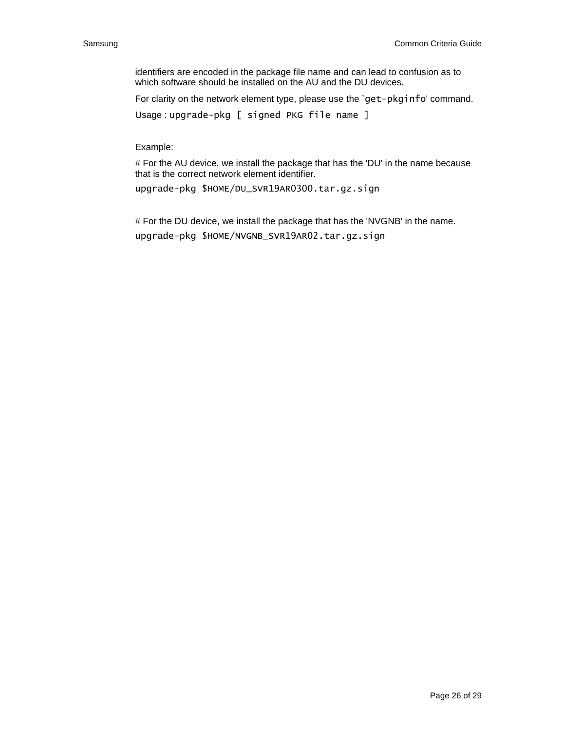identifiers are encoded in the package file name and can lead to confusion as to which software should be installed on the AU and the DU devices.

For clarity on the network element type, please use the `get-pkginfo' command.

Usage : `upgrade-pkg [ signed PKG file name ]`

Example:

# For the AU device, we install the package that has the 'DU' in the name because that is the correct network element identifier.

```
upgrade-pkg $HOME/DU_SVR19AR0300.tar.gz.sign
```

# For the DU device, we install the package that has the 'NVGNB' in the name.

```
upgrade-pkg $HOME/NVGNB_SVR19AR02.tar.gz.sign
```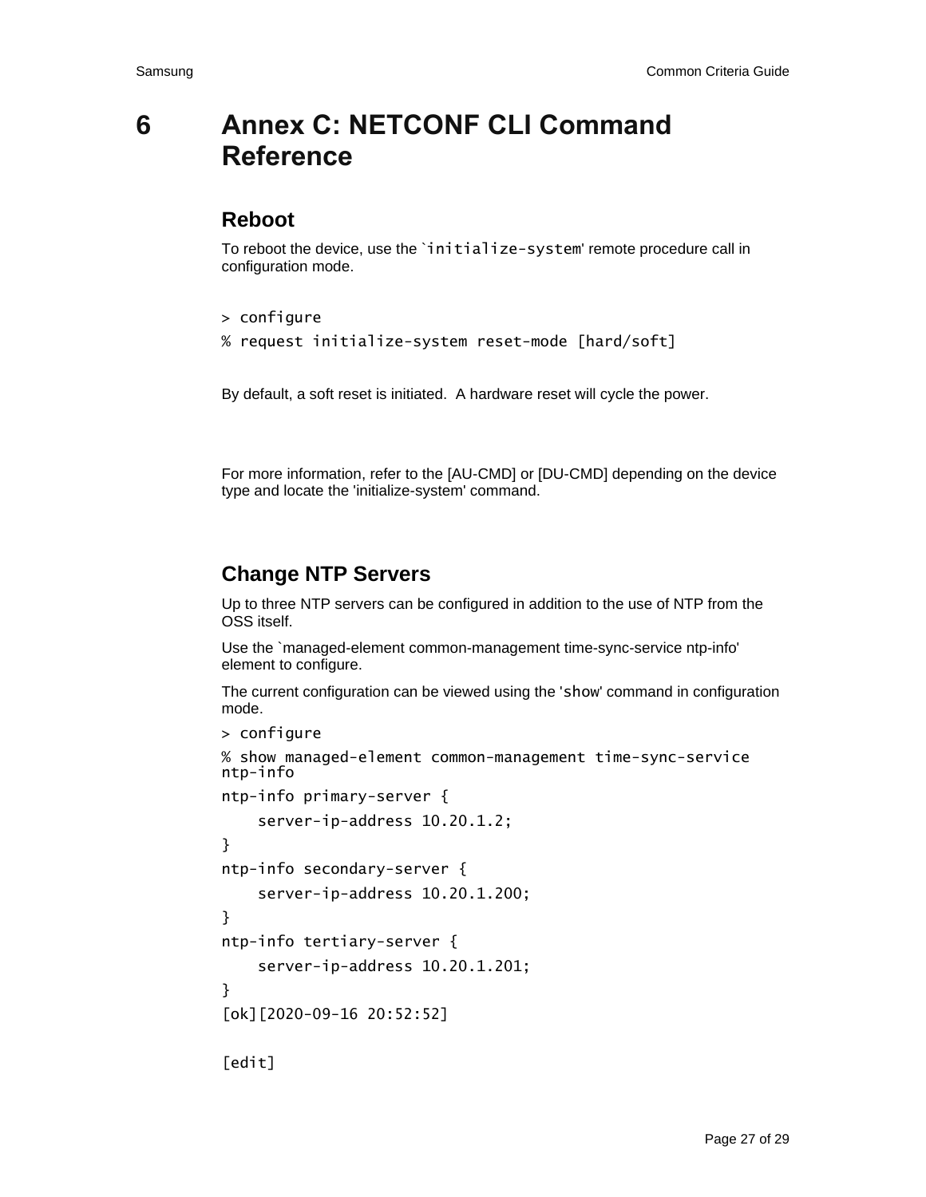# 6 Annex C: NETCONF CLI Command Reference

## Reboot

To reboot the device, use the `initialize-system' remote procedure call in configuration mode.

```
> configure
% request initialize-system reset-mode [hard/soft]
```

By default, a soft reset is initiated. A hardware reset will cycle the power.

For more information, refer to the [AU-CMD] or [DU-CMD] depending on the device type and locate the 'initialize-system' command.

## Change NTP Servers

Up to three NTP servers can be configured in addition to the use of NTP from the OSS itself.

Use the `managed-element common-management time-sync-service ntp-info' element to configure.

The current configuration can be viewed using the 'show' command in configuration mode.

```
> configure
% show managed-element common-management time-sync-service ntp-info
ntp-info primary-server {
    server-ip-address 10.20.1.2;
}
ntp-info secondary-server {
    server-ip-address 10.20.1.200;
}
ntp-info tertiary-server {
    server-ip-address 10.20.1.201;
}
[ok][2020-09-16 20:52:52]

[edit]
```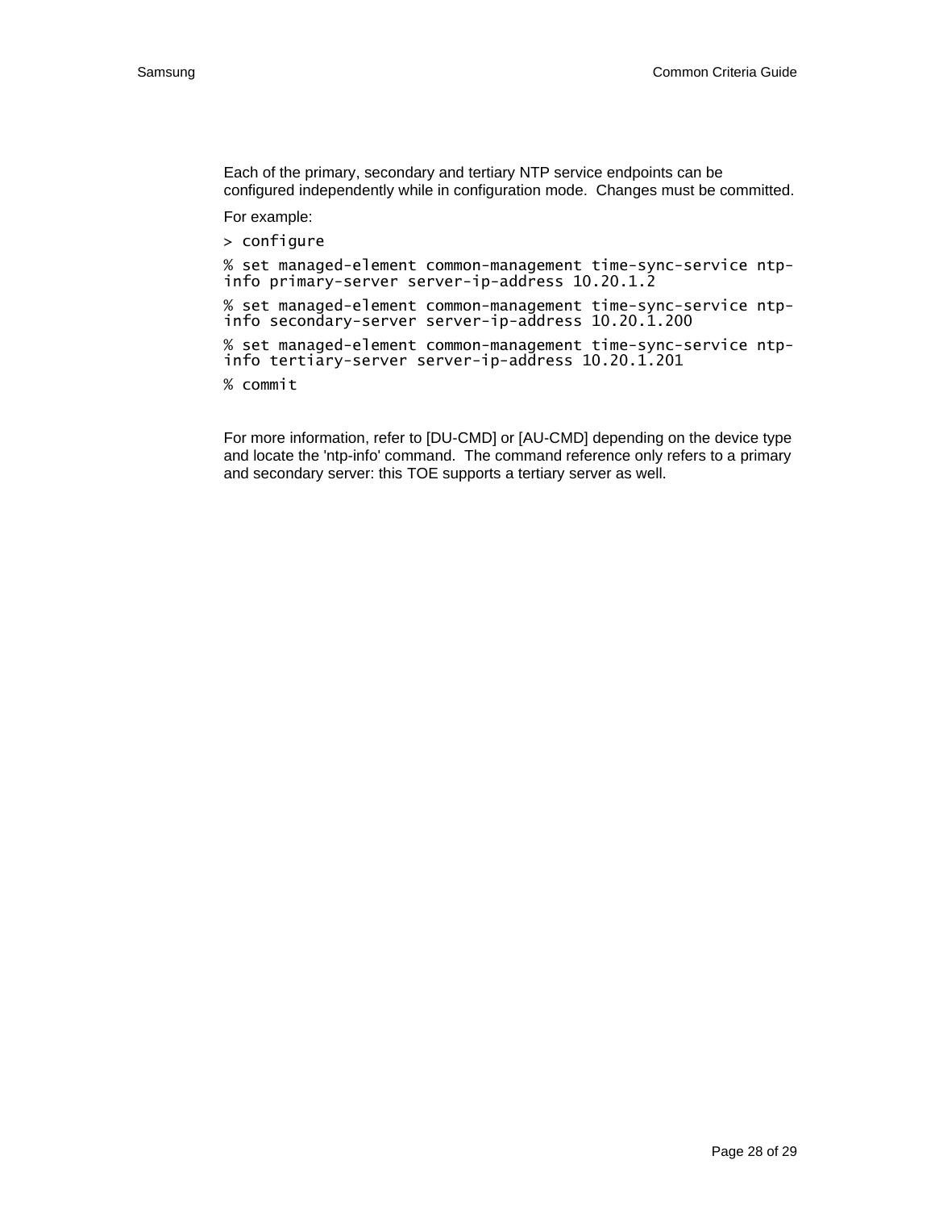Each of the primary, secondary and tertiary NTP service endpoints can be configured independently while in configuration mode. Changes must be committed.

For example:

```
> configure

% set managed-element common-management time-sync-service ntp-info primary-server server-ip-address 10.20.1.2

% set managed-element common-management time-sync-service ntp-info secondary-server server-ip-address 10.20.1.200

% set managed-element common-management time-sync-service ntp-info tertiary-server server-ip-address 10.20.1.201

% commit
```

For more information, refer to [DU-CMD] or [AU-CMD] depending on the device type and locate the 'ntp-info' command. The command reference only refers to a primary and secondary server: this TOE supports a tertiary server as well.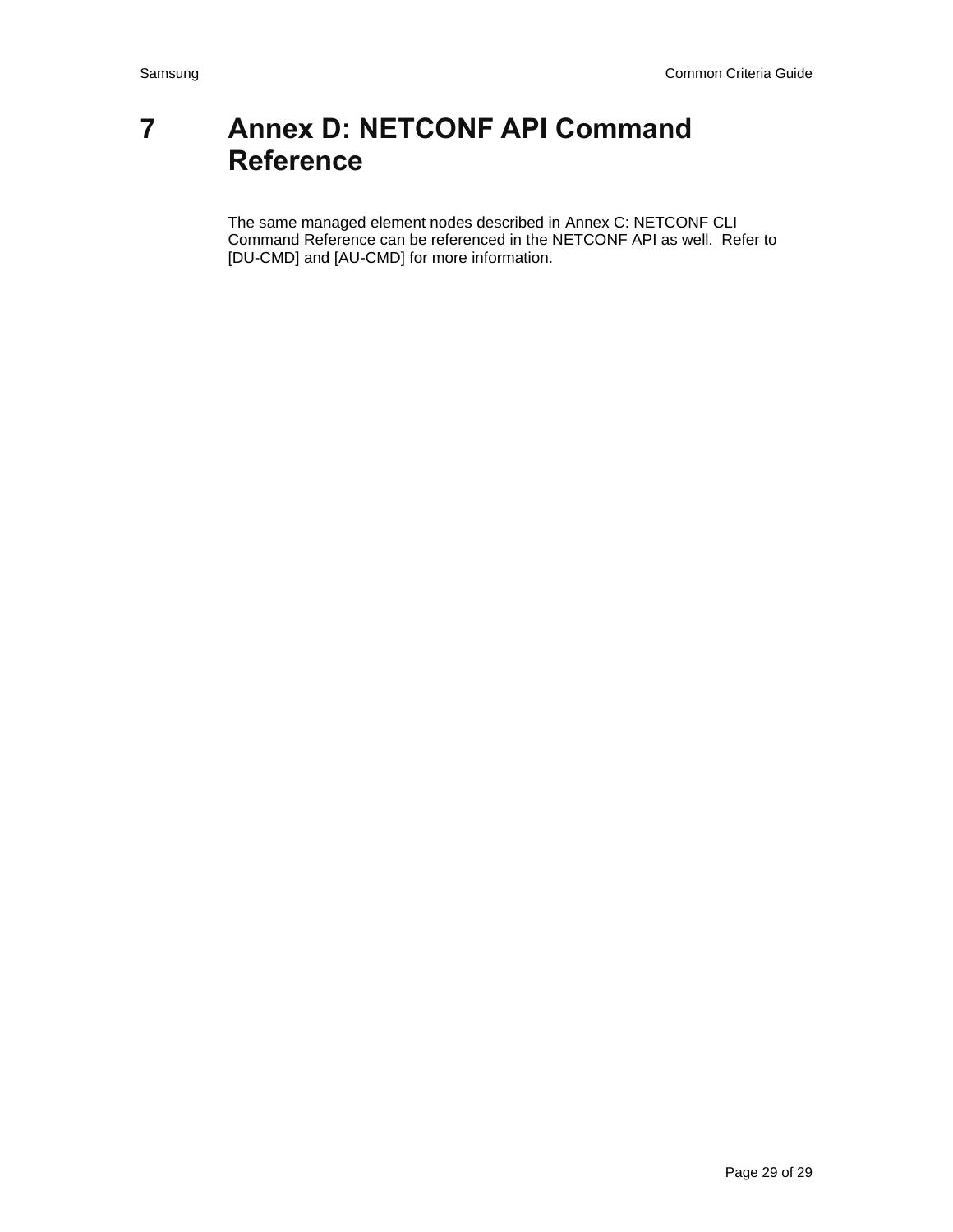# 7 Annex D: NETCONF API Command Reference

The same managed element nodes described in Annex C: NETCONF CLI Command Reference can be referenced in the NETCONF API as well. Refer to [DU-CMD] and [AU-CMD] for more information.